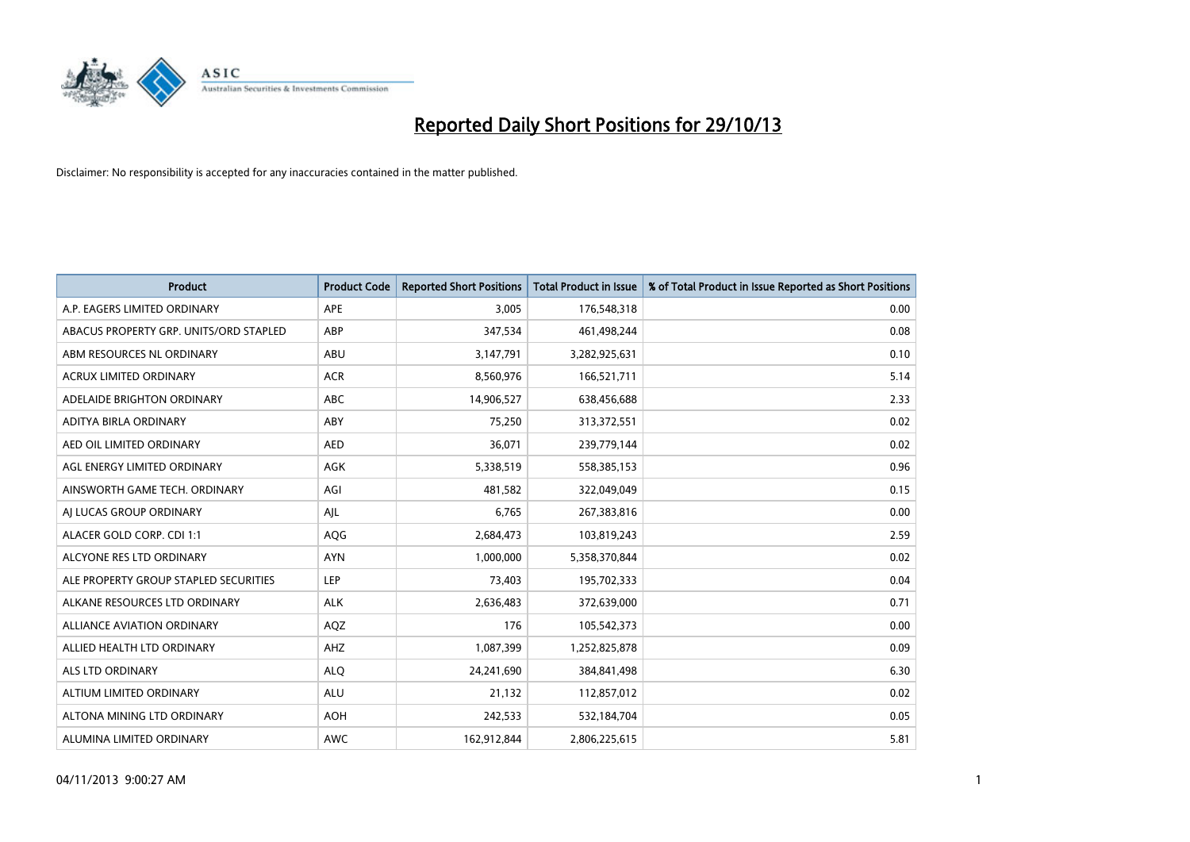# Reported Daily Short Positions for 29/10/13

Disclaimer: No responsibility is accepted for any inaccuracies contained in the matter published.

| Product | Product Code | Reported Short Positions | Total Product in Issue | % of Total Product in Issue Reported as Short Positions |
|---|---|---|---|---|
| A.P. EAGERS LIMITED ORDINARY | APE | 3,005 | 176,548,318 | 0.00 |
| ABACUS PROPERTY GRP. UNITS/ORD STAPLED | ABP | 347,534 | 461,498,244 | 0.08 |
| ABM RESOURCES NL ORDINARY | ABU | 3,147,791 | 3,282,925,631 | 0.10 |
| ACRUX LIMITED ORDINARY | ACR | 8,560,976 | 166,521,711 | 5.14 |
| ADELAIDE BRIGHTON ORDINARY | ABC | 14,906,527 | 638,456,688 | 2.33 |
| ADITYA BIRLA ORDINARY | ABY | 75,250 | 313,372,551 | 0.02 |
| AED OIL LIMITED ORDINARY | AED | 36,071 | 239,779,144 | 0.02 |
| AGL ENERGY LIMITED ORDINARY | AGK | 5,338,519 | 558,385,153 | 0.96 |
| AINSWORTH GAME TECH. ORDINARY | AGI | 481,582 | 322,049,049 | 0.15 |
| AJ LUCAS GROUP ORDINARY | AJL | 6,765 | 267,383,816 | 0.00 |
| ALACER GOLD CORP. CDI 1:1 | AQG | 2,684,473 | 103,819,243 | 2.59 |
| ALCYONE RES LTD ORDINARY | AYN | 1,000,000 | 5,358,370,844 | 0.02 |
| ALE PROPERTY GROUP STAPLED SECURITIES | LEP | 73,403 | 195,702,333 | 0.04 |
| ALKANE RESOURCES LTD ORDINARY | ALK | 2,636,483 | 372,639,000 | 0.71 |
| ALLIANCE AVIATION ORDINARY | AQZ | 176 | 105,542,373 | 0.00 |
| ALLIED HEALTH LTD ORDINARY | AHZ | 1,087,399 | 1,252,825,878 | 0.09 |
| ALS LTD ORDINARY | ALQ | 24,241,690 | 384,841,498 | 6.30 |
| ALTIUM LIMITED ORDINARY | ALU | 21,132 | 112,857,012 | 0.02 |
| ALTONA MINING LTD ORDINARY | AOH | 242,533 | 532,184,704 | 0.05 |
| ALUMINA LIMITED ORDINARY | AWC | 162,912,844 | 2,806,225,615 | 5.81 |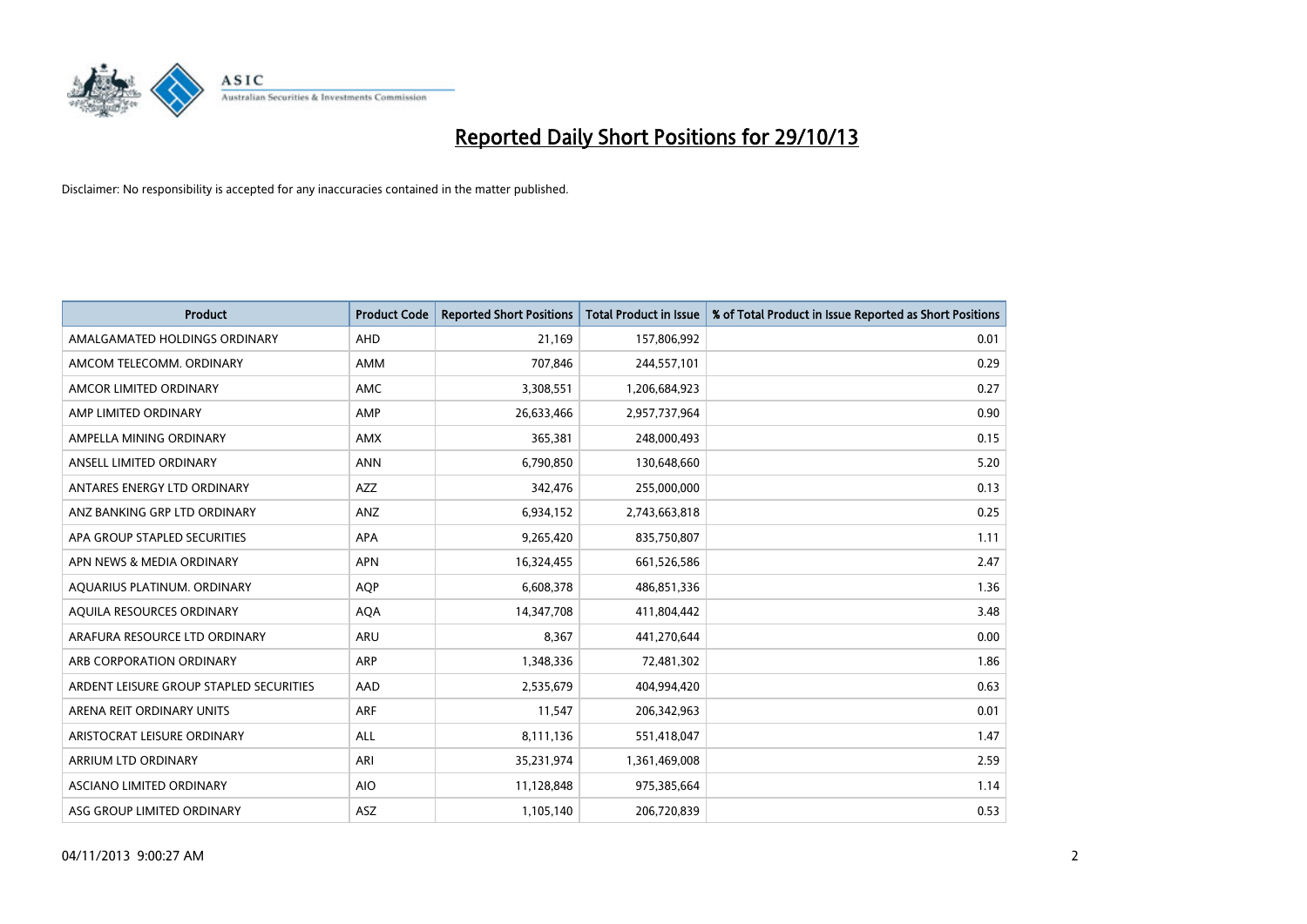# Reported Daily Short Positions for 29/10/13

Disclaimer: No responsibility is accepted for any inaccuracies contained in the matter published.

| Product | Product Code | Reported Short Positions | Total Product in Issue | % of Total Product in Issue Reported as Short Positions |
| --- | --- | --- | --- | --- |
| AMALGAMATED HOLDINGS ORDINARY | AHD | 21,169 | 157,806,992 | 0.01 |
| AMCOM TELECOMM. ORDINARY | AMM | 707,846 | 244,557,101 | 0.29 |
| AMCOR LIMITED ORDINARY | AMC | 3,308,551 | 1,206,684,923 | 0.27 |
| AMP LIMITED ORDINARY | AMP | 26,633,466 | 2,957,737,964 | 0.90 |
| AMPELLA MINING ORDINARY | AMX | 365,381 | 248,000,493 | 0.15 |
| ANSELL LIMITED ORDINARY | ANN | 6,790,850 | 130,648,660 | 5.20 |
| ANTARES ENERGY LTD ORDINARY | AZZ | 342,476 | 255,000,000 | 0.13 |
| ANZ BANKING GRP LTD ORDINARY | ANZ | 6,934,152 | 2,743,663,818 | 0.25 |
| APA GROUP STAPLED SECURITIES | APA | 9,265,420 | 835,750,807 | 1.11 |
| APN NEWS & MEDIA ORDINARY | APN | 16,324,455 | 661,526,586 | 2.47 |
| AQUARIUS PLATINUM. ORDINARY | AQP | 6,608,378 | 486,851,336 | 1.36 |
| AQUILA RESOURCES ORDINARY | AQA | 14,347,708 | 411,804,442 | 3.48 |
| ARAFURA RESOURCE LTD ORDINARY | ARU | 8,367 | 441,270,644 | 0.00 |
| ARB CORPORATION ORDINARY | ARP | 1,348,336 | 72,481,302 | 1.86 |
| ARDENT LEISURE GROUP STAPLED SECURITIES | AAD | 2,535,679 | 404,994,420 | 0.63 |
| ARENA REIT ORDINARY UNITS | ARF | 11,547 | 206,342,963 | 0.01 |
| ARISTOCRAT LEISURE ORDINARY | ALL | 8,111,136 | 551,418,047 | 1.47 |
| ARRIUM LTD ORDINARY | ARI | 35,231,974 | 1,361,469,008 | 2.59 |
| ASCIANO LIMITED ORDINARY | AIO | 11,128,848 | 975,385,664 | 1.14 |
| ASG GROUP LIMITED ORDINARY | ASZ | 1,105,140 | 206,720,839 | 0.53 |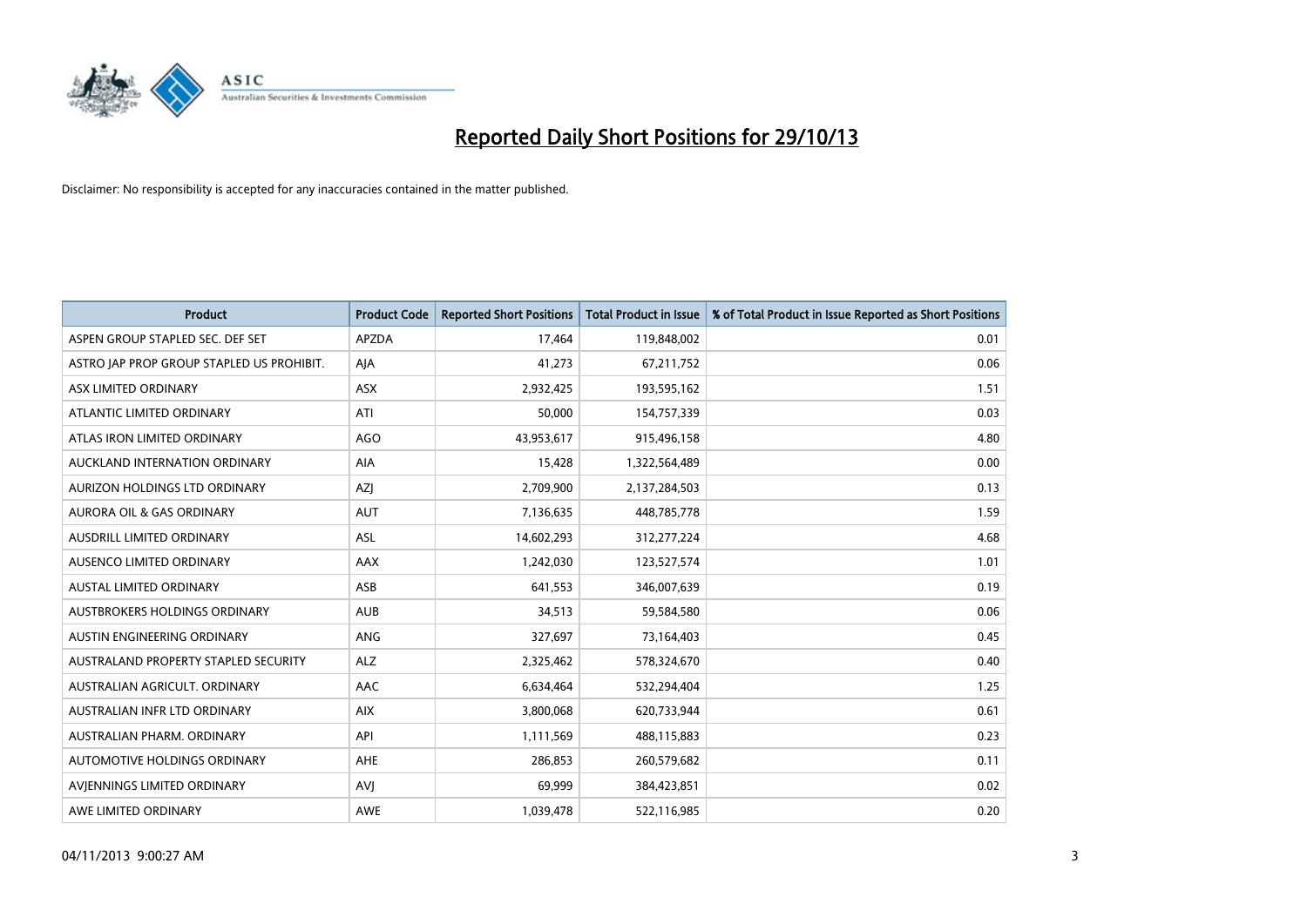# Reported Daily Short Positions for 29/10/13

Disclaimer: No responsibility is accepted for any inaccuracies contained in the matter published.

| Product | Product Code | Reported Short Positions | Total Product in Issue | % of Total Product in Issue Reported as Short Positions |
|---|---|---|---|---|
| ASPEN GROUP STAPLED SEC. DEF SET | APZDA | 17,464 | 119,848,002 | 0.01 |
| ASTRO JAP PROP GROUP STAPLED US PROHIBIT. | AJA | 41,273 | 67,211,752 | 0.06 |
| ASX LIMITED ORDINARY | ASX | 2,932,425 | 193,595,162 | 1.51 |
| ATLANTIC LIMITED ORDINARY | ATI | 50,000 | 154,757,339 | 0.03 |
| ATLAS IRON LIMITED ORDINARY | AGO | 43,953,617 | 915,496,158 | 4.80 |
| AUCKLAND INTERNATION ORDINARY | AIA | 15,428 | 1,322,564,489 | 0.00 |
| AURIZON HOLDINGS LTD ORDINARY | AZJ | 2,709,900 | 2,137,284,503 | 0.13 |
| AURORA OIL & GAS ORDINARY | AUT | 7,136,635 | 448,785,778 | 1.59 |
| AUSDRILL LIMITED ORDINARY | ASL | 14,602,293 | 312,277,224 | 4.68 |
| AUSENCO LIMITED ORDINARY | AAX | 1,242,030 | 123,527,574 | 1.01 |
| AUSTAL LIMITED ORDINARY | ASB | 641,553 | 346,007,639 | 0.19 |
| AUSTBROKERS HOLDINGS ORDINARY | AUB | 34,513 | 59,584,580 | 0.06 |
| AUSTIN ENGINEERING ORDINARY | ANG | 327,697 | 73,164,403 | 0.45 |
| AUSTRALAND PROPERTY STAPLED SECURITY | ALZ | 2,325,462 | 578,324,670 | 0.40 |
| AUSTRALIAN AGRICULT. ORDINARY | AAC | 6,634,464 | 532,294,404 | 1.25 |
| AUSTRALIAN INFR LTD ORDINARY | AIX | 3,800,068 | 620,733,944 | 0.61 |
| AUSTRALIAN PHARM. ORDINARY | API | 1,111,569 | 488,115,883 | 0.23 |
| AUTOMOTIVE HOLDINGS ORDINARY | AHE | 286,853 | 260,579,682 | 0.11 |
| AVJENNINGS LIMITED ORDINARY | AVJ | 69,999 | 384,423,851 | 0.02 |
| AWE LIMITED ORDINARY | AWE | 1,039,478 | 522,116,985 | 0.20 |

04/11/2013 9:00:27 AM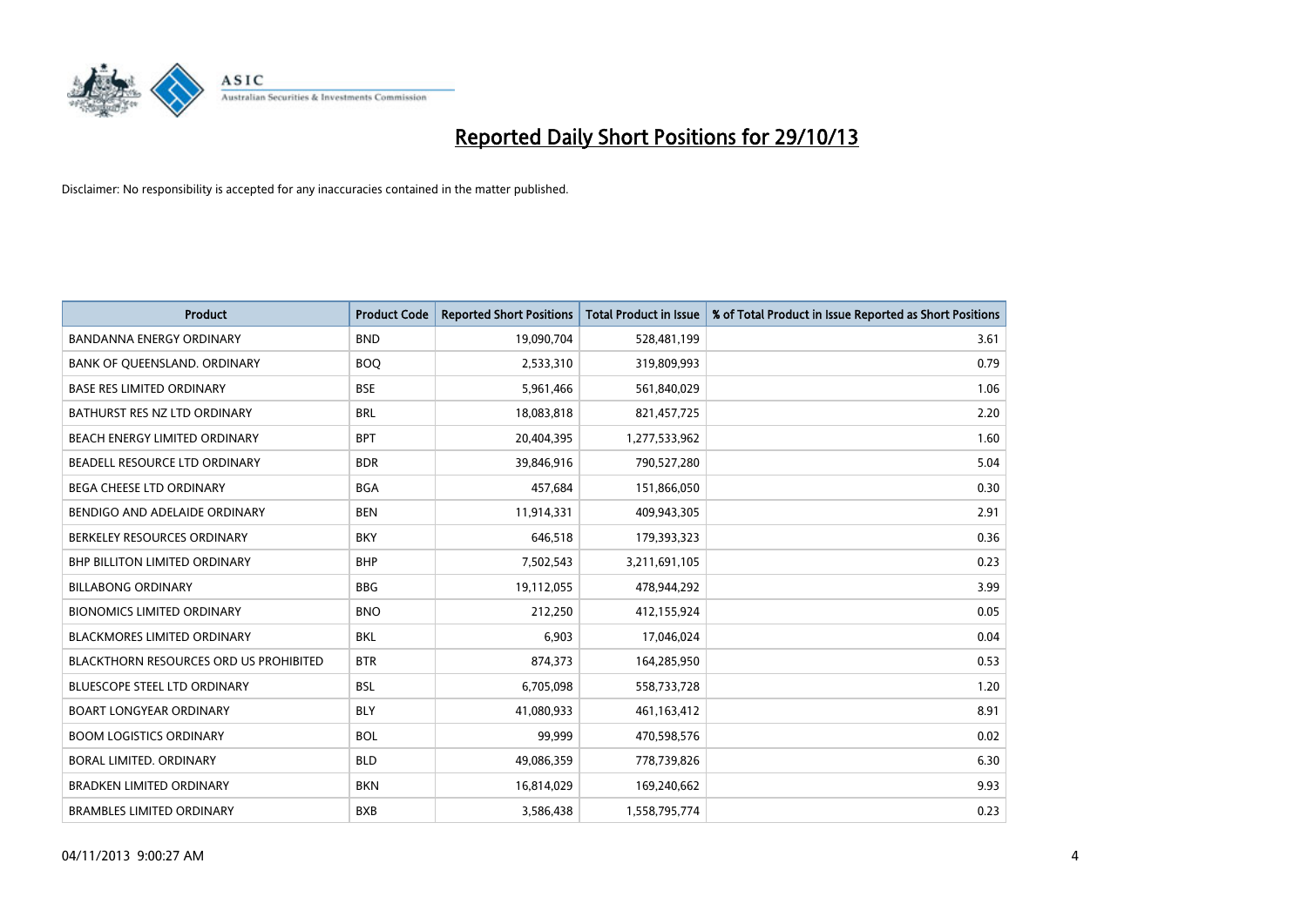# Reported Daily Short Positions for 29/10/13

Disclaimer: No responsibility is accepted for any inaccuracies contained in the matter published.

| Product | Product Code | Reported Short Positions | Total Product in Issue | % of Total Product in Issue Reported as Short Positions |
|---|---|---|---|---|
| BANDANNA ENERGY ORDINARY | BND | 19,090,704 | 528,481,199 | 3.61 |
| BANK OF QUEENSLAND. ORDINARY | BOQ | 2,533,310 | 319,809,993 | 0.79 |
| BASE RES LIMITED ORDINARY | BSE | 5,961,466 | 561,840,029 | 1.06 |
| BATHURST RES NZ LTD ORDINARY | BRL | 18,083,818 | 821,457,725 | 2.20 |
| BEACH ENERGY LIMITED ORDINARY | BPT | 20,404,395 | 1,277,533,962 | 1.60 |
| BEADELL RESOURCE LTD ORDINARY | BDR | 39,846,916 | 790,527,280 | 5.04 |
| BEGA CHEESE LTD ORDINARY | BGA | 457,684 | 151,866,050 | 0.30 |
| BENDIGO AND ADELAIDE ORDINARY | BEN | 11,914,331 | 409,943,305 | 2.91 |
| BERKELEY RESOURCES ORDINARY | BKY | 646,518 | 179,393,323 | 0.36 |
| BHP BILLITON LIMITED ORDINARY | BHP | 7,502,543 | 3,211,691,105 | 0.23 |
| BILLABONG ORDINARY | BBG | 19,112,055 | 478,944,292 | 3.99 |
| BIONOMICS LIMITED ORDINARY | BNO | 212,250 | 412,155,924 | 0.05 |
| BLACKMORES LIMITED ORDINARY | BKL | 6,903 | 17,046,024 | 0.04 |
| BLACKTHORN RESOURCES ORD US PROHIBITED | BTR | 874,373 | 164,285,950 | 0.53 |
| BLUESCOPE STEEL LTD ORDINARY | BSL | 6,705,098 | 558,733,728 | 1.20 |
| BOART LONGYEAR ORDINARY | BLY | 41,080,933 | 461,163,412 | 8.91 |
| BOOM LOGISTICS ORDINARY | BOL | 99,999 | 470,598,576 | 0.02 |
| BORAL LIMITED. ORDINARY | BLD | 49,086,359 | 778,739,826 | 6.30 |
| BRADKEN LIMITED ORDINARY | BKN | 16,814,029 | 169,240,662 | 9.93 |
| BRAMBLES LIMITED ORDINARY | BXB | 3,586,438 | 1,558,795,774 | 0.23 |

04/11/2013 9:00:27 AM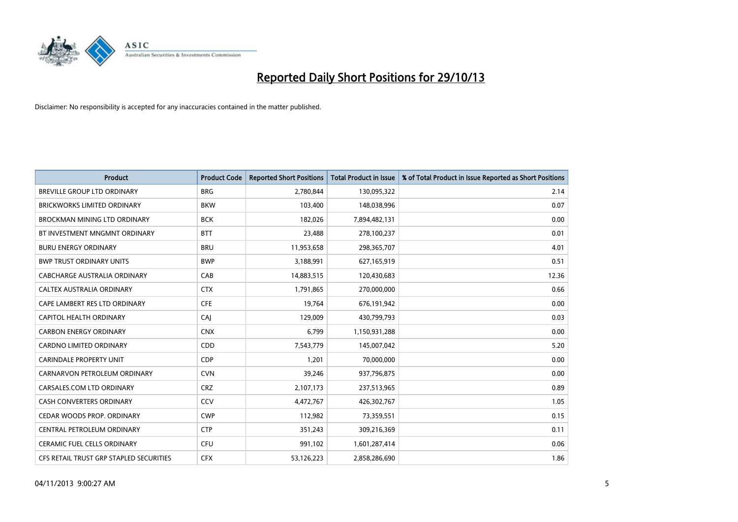# Reported Daily Short Positions for 29/10/13

Disclaimer: No responsibility is accepted for any inaccuracies contained in the matter published.

| Product | Product Code | Reported Short Positions | Total Product in Issue | % of Total Product in Issue Reported as Short Positions |
|---|---|---|---|---|
| BREVILLE GROUP LTD ORDINARY | BRG | 2,780,844 | 130,095,322 | 2.14 |
| BRICKWORKS LIMITED ORDINARY | BKW | 103,400 | 148,038,996 | 0.07 |
| BROCKMAN MINING LTD ORDINARY | BCK | 182,026 | 7,894,482,131 | 0.00 |
| BT INVESTMENT MNGMNT ORDINARY | BTT | 23,488 | 278,100,237 | 0.01 |
| BURU ENERGY ORDINARY | BRU | 11,953,658 | 298,365,707 | 4.01 |
| BWP TRUST ORDINARY UNITS | BWP | 3,188,991 | 627,165,919 | 0.51 |
| CABCHARGE AUSTRALIA ORDINARY | CAB | 14,883,515 | 120,430,683 | 12.36 |
| CALTEX AUSTRALIA ORDINARY | CTX | 1,791,865 | 270,000,000 | 0.66 |
| CAPE LAMBERT RES LTD ORDINARY | CFE | 19,764 | 676,191,942 | 0.00 |
| CAPITOL HEALTH ORDINARY | CAJ | 129,009 | 430,799,793 | 0.03 |
| CARBON ENERGY ORDINARY | CNX | 6,799 | 1,150,931,288 | 0.00 |
| CARDNO LIMITED ORDINARY | CDD | 7,543,779 | 145,007,042 | 5.20 |
| CARINDALE PROPERTY UNIT | CDP | 1,201 | 70,000,000 | 0.00 |
| CARNARVON PETROLEUM ORDINARY | CVN | 39,246 | 937,796,875 | 0.00 |
| CARSALES.COM LTD ORDINARY | CRZ | 2,107,173 | 237,513,965 | 0.89 |
| CASH CONVERTERS ORDINARY | CCV | 4,472,767 | 426,302,767 | 1.05 |
| CEDAR WOODS PROP. ORDINARY | CWP | 112,982 | 73,359,551 | 0.15 |
| CENTRAL PETROLEUM ORDINARY | CTP | 351,243 | 309,216,369 | 0.11 |
| CERAMIC FUEL CELLS ORDINARY | CFU | 991,102 | 1,601,287,414 | 0.06 |
| CFS RETAIL TRUST GRP STAPLED SECURITIES | CFX | 53,126,223 | 2,858,286,690 | 1.86 |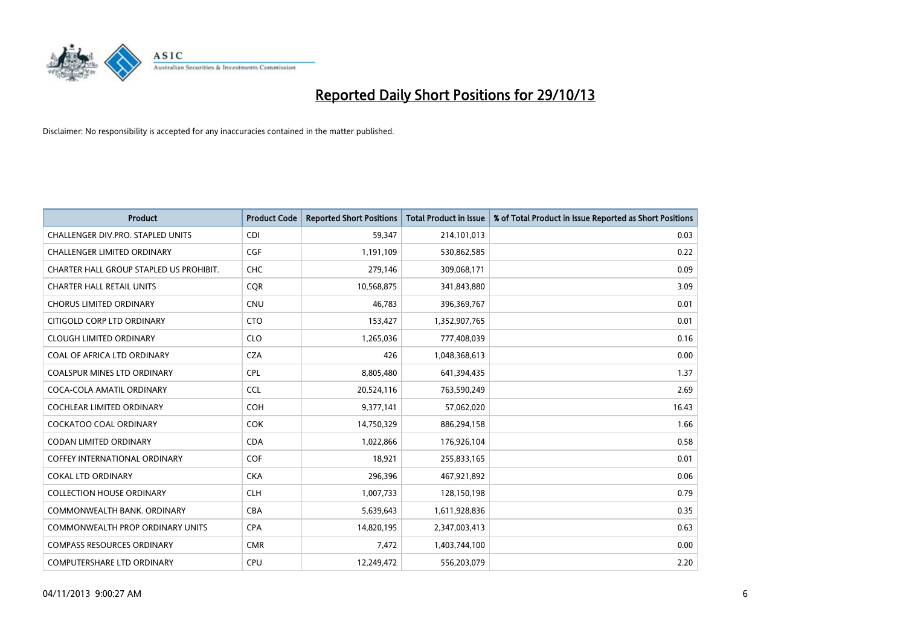# Reported Daily Short Positions for 29/10/13

Disclaimer: No responsibility is accepted for any inaccuracies contained in the matter published.

| Product | Product Code | Reported Short Positions | Total Product in Issue | % of Total Product in Issue Reported as Short Positions |
|---|---|---|---|---|
| CHALLENGER DIV.PRO. STAPLED UNITS | CDI | 59,347 | 214,101,013 | 0.03 |
| CHALLENGER LIMITED ORDINARY | CGF | 1,191,109 | 530,862,585 | 0.22 |
| CHARTER HALL GROUP STAPLED US PROHIBIT. | CHC | 279,146 | 309,068,171 | 0.09 |
| CHARTER HALL RETAIL UNITS | CQR | 10,568,875 | 341,843,880 | 3.09 |
| CHORUS LIMITED ORDINARY | CNU | 46,783 | 396,369,767 | 0.01 |
| CITIGOLD CORP LTD ORDINARY | CTO | 153,427 | 1,352,907,765 | 0.01 |
| CLOUGH LIMITED ORDINARY | CLO | 1,265,036 | 777,408,039 | 0.16 |
| COAL OF AFRICA LTD ORDINARY | CZA | 426 | 1,048,368,613 | 0.00 |
| COALSPUR MINES LTD ORDINARY | CPL | 8,805,480 | 641,394,435 | 1.37 |
| COCA-COLA AMATIL ORDINARY | CCL | 20,524,116 | 763,590,249 | 2.69 |
| COCHLEAR LIMITED ORDINARY | COH | 9,377,141 | 57,062,020 | 16.43 |
| COCKATOO COAL ORDINARY | COK | 14,750,329 | 886,294,158 | 1.66 |
| CODAN LIMITED ORDINARY | CDA | 1,022,866 | 176,926,104 | 0.58 |
| COFFEY INTERNATIONAL ORDINARY | COF | 18,921 | 255,833,165 | 0.01 |
| COKAL LTD ORDINARY | CKA | 296,396 | 467,921,892 | 0.06 |
| COLLECTION HOUSE ORDINARY | CLH | 1,007,733 | 128,150,198 | 0.79 |
| COMMONWEALTH BANK. ORDINARY | CBA | 5,639,643 | 1,611,928,836 | 0.35 |
| COMMONWEALTH PROP ORDINARY UNITS | CPA | 14,820,195 | 2,347,003,413 | 0.63 |
| COMPASS RESOURCES ORDINARY | CMR | 7,472 | 1,403,744,100 | 0.00 |
| COMPUTERSHARE LTD ORDINARY | CPU | 12,249,472 | 556,203,079 | 2.20 |

04/11/2013 9:00:27 AM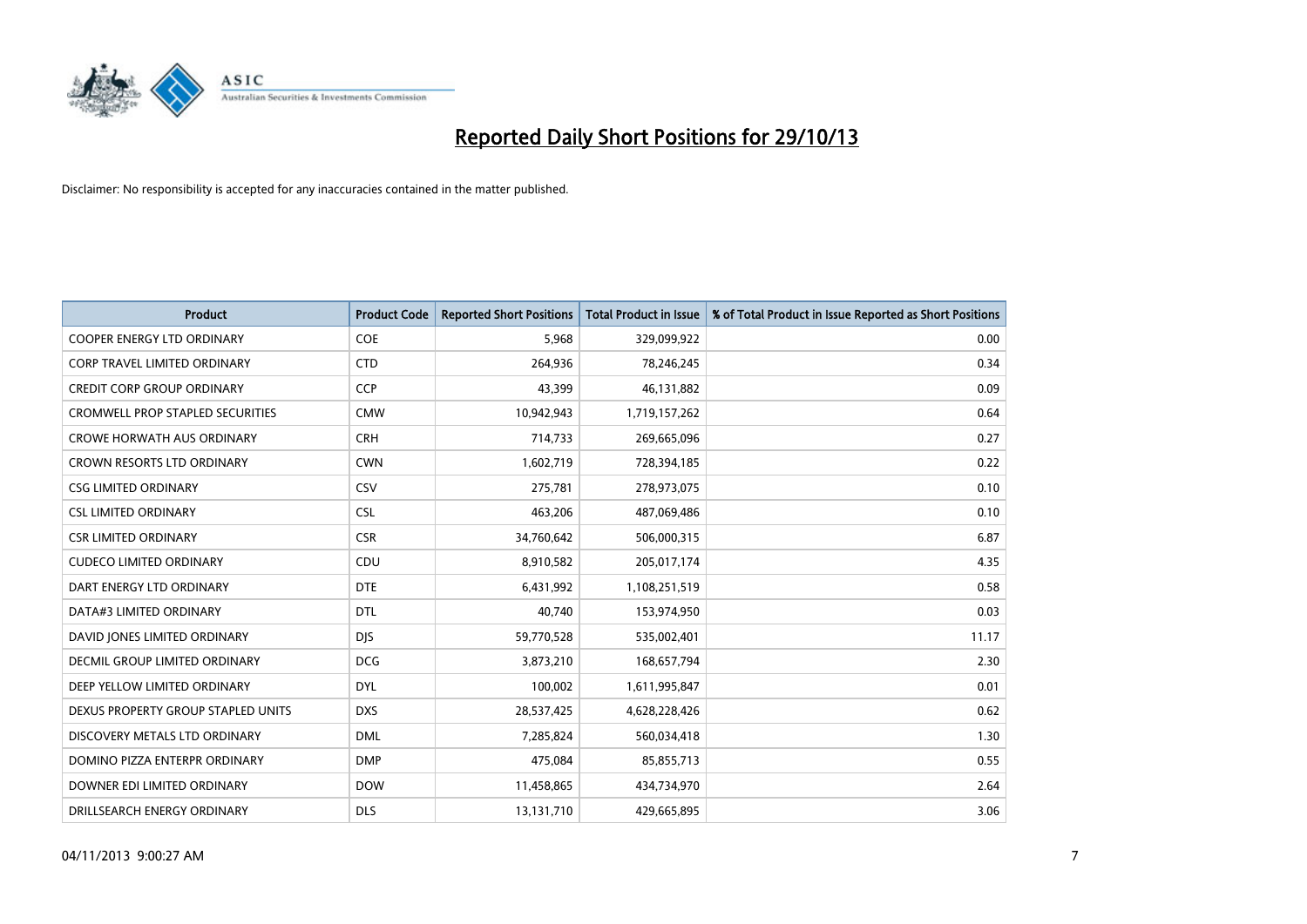# Reported Daily Short Positions for 29/10/13

Disclaimer: No responsibility is accepted for any inaccuracies contained in the matter published.

| Product | Product Code | Reported Short Positions | Total Product in Issue | % of Total Product in Issue Reported as Short Positions |
|---|---|---|---|---|
| COOPER ENERGY LTD ORDINARY | COE | 5,968 | 329,099,922 | 0.00 |
| CORP TRAVEL LIMITED ORDINARY | CTD | 264,936 | 78,246,245 | 0.34 |
| CREDIT CORP GROUP ORDINARY | CCP | 43,399 | 46,131,882 | 0.09 |
| CROMWELL PROP STAPLED SECURITIES | CMW | 10,942,943 | 1,719,157,262 | 0.64 |
| CROWE HORWATH AUS ORDINARY | CRH | 714,733 | 269,665,096 | 0.27 |
| CROWN RESORTS LTD ORDINARY | CWN | 1,602,719 | 728,394,185 | 0.22 |
| CSG LIMITED ORDINARY | CSV | 275,781 | 278,973,075 | 0.10 |
| CSL LIMITED ORDINARY | CSL | 463,206 | 487,069,486 | 0.10 |
| CSR LIMITED ORDINARY | CSR | 34,760,642 | 506,000,315 | 6.87 |
| CUDECO LIMITED ORDINARY | CDU | 8,910,582 | 205,017,174 | 4.35 |
| DART ENERGY LTD ORDINARY | DTE | 6,431,992 | 1,108,251,519 | 0.58 |
| DATA#3 LIMITED ORDINARY | DTL | 40,740 | 153,974,950 | 0.03 |
| DAVID JONES LIMITED ORDINARY | DJS | 59,770,528 | 535,002,401 | 11.17 |
| DECMIL GROUP LIMITED ORDINARY | DCG | 3,873,210 | 168,657,794 | 2.30 |
| DEEP YELLOW LIMITED ORDINARY | DYL | 100,002 | 1,611,995,847 | 0.01 |
| DEXUS PROPERTY GROUP STAPLED UNITS | DXS | 28,537,425 | 4,628,228,426 | 0.62 |
| DISCOVERY METALS LTD ORDINARY | DML | 7,285,824 | 560,034,418 | 1.30 |
| DOMINO PIZZA ENTERPR ORDINARY | DMP | 475,084 | 85,855,713 | 0.55 |
| DOWNER EDI LIMITED ORDINARY | DOW | 11,458,865 | 434,734,970 | 2.64 |
| DRILLSEARCH ENERGY ORDINARY | DLS | 13,131,710 | 429,665,895 | 3.06 |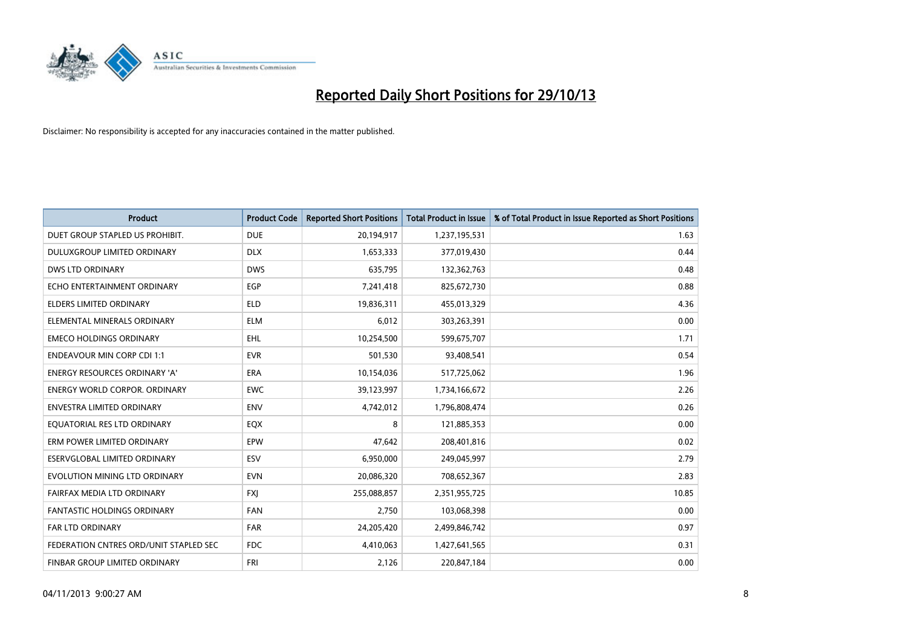# Reported Daily Short Positions for 29/10/13

Disclaimer: No responsibility is accepted for any inaccuracies contained in the matter published.

| Product | Product Code | Reported Short Positions | Total Product in Issue | % of Total Product in Issue Reported as Short Positions |
|---|---|---|---|---|
| DUET GROUP STAPLED US PROHIBIT. | DUE | 20,194,917 | 1,237,195,531 | 1.63 |
| DULUXGROUP LIMITED ORDINARY | DLX | 1,653,333 | 377,019,430 | 0.44 |
| DWS LTD ORDINARY | DWS | 635,795 | 132,362,763 | 0.48 |
| ECHO ENTERTAINMENT ORDINARY | EGP | 7,241,418 | 825,672,730 | 0.88 |
| ELDERS LIMITED ORDINARY | ELD | 19,836,311 | 455,013,329 | 4.36 |
| ELEMENTAL MINERALS ORDINARY | ELM | 6,012 | 303,263,391 | 0.00 |
| EMECO HOLDINGS ORDINARY | EHL | 10,254,500 | 599,675,707 | 1.71 |
| ENDEAVOUR MIN CORP CDI 1:1 | EVR | 501,530 | 93,408,541 | 0.54 |
| ENERGY RESOURCES ORDINARY 'A' | ERA | 10,154,036 | 517,725,062 | 1.96 |
| ENERGY WORLD CORPOR. ORDINARY | EWC | 39,123,997 | 1,734,166,672 | 2.26 |
| ENVESTRA LIMITED ORDINARY | ENV | 4,742,012 | 1,796,808,474 | 0.26 |
| EQUATORIAL RES LTD ORDINARY | EQX | 8 | 121,885,353 | 0.00 |
| ERM POWER LIMITED ORDINARY | EPW | 47,642 | 208,401,816 | 0.02 |
| ESERVGLOBAL LIMITED ORDINARY | ESV | 6,950,000 | 249,045,997 | 2.79 |
| EVOLUTION MINING LTD ORDINARY | EVN | 20,086,320 | 708,652,367 | 2.83 |
| FAIRFAX MEDIA LTD ORDINARY | FXJ | 255,088,857 | 2,351,955,725 | 10.85 |
| FANTASTIC HOLDINGS ORDINARY | FAN | 2,750 | 103,068,398 | 0.00 |
| FAR LTD ORDINARY | FAR | 24,205,420 | 2,499,846,742 | 0.97 |
| FEDERATION CNTRES ORD/UNIT STAPLED SEC | FDC | 4,410,063 | 1,427,641,565 | 0.31 |
| FINBAR GROUP LIMITED ORDINARY | FRI | 2,126 | 220,847,184 | 0.00 |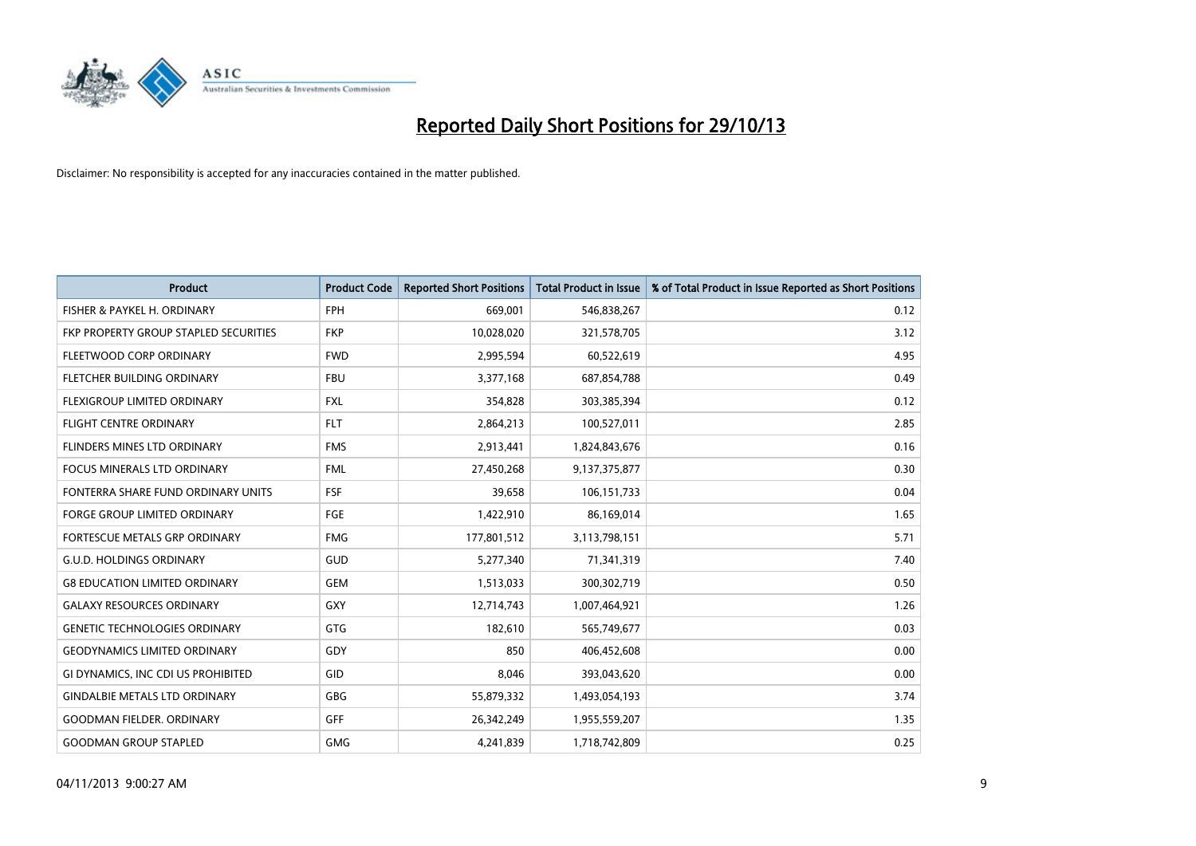# Reported Daily Short Positions for 29/10/13

Disclaimer: No responsibility is accepted for any inaccuracies contained in the matter published.

| Product | Product Code | Reported Short Positions | Total Product in Issue | % of Total Product in Issue Reported as Short Positions |
|---|---|---|---|---|
| FISHER & PAYKEL H. ORDINARY | FPH | 669,001 | 546,838,267 | 0.12 |
| FKP PROPERTY GROUP STAPLED SECURITIES | FKP | 10,028,020 | 321,578,705 | 3.12 |
| FLEETWOOD CORP ORDINARY | FWD | 2,995,594 | 60,522,619 | 4.95 |
| FLETCHER BUILDING ORDINARY | FBU | 3,377,168 | 687,854,788 | 0.49 |
| FLEXIGROUP LIMITED ORDINARY | FXL | 354,828 | 303,385,394 | 0.12 |
| FLIGHT CENTRE ORDINARY | FLT | 2,864,213 | 100,527,011 | 2.85 |
| FLINDERS MINES LTD ORDINARY | FMS | 2,913,441 | 1,824,843,676 | 0.16 |
| FOCUS MINERALS LTD ORDINARY | FML | 27,450,268 | 9,137,375,877 | 0.30 |
| FONTERRA SHARE FUND ORDINARY UNITS | FSF | 39,658 | 106,151,733 | 0.04 |
| FORGE GROUP LIMITED ORDINARY | FGE | 1,422,910 | 86,169,014 | 1.65 |
| FORTESCUE METALS GRP ORDINARY | FMG | 177,801,512 | 3,113,798,151 | 5.71 |
| G.U.D. HOLDINGS ORDINARY | GUD | 5,277,340 | 71,341,319 | 7.40 |
| G8 EDUCATION LIMITED ORDINARY | GEM | 1,513,033 | 300,302,719 | 0.50 |
| GALAXY RESOURCES ORDINARY | GXY | 12,714,743 | 1,007,464,921 | 1.26 |
| GENETIC TECHNOLOGIES ORDINARY | GTG | 182,610 | 565,749,677 | 0.03 |
| GEODYNAMICS LIMITED ORDINARY | GDY | 850 | 406,452,608 | 0.00 |
| GI DYNAMICS, INC CDI US PROHIBITED | GID | 8,046 | 393,043,620 | 0.00 |
| GINDALBIE METALS LTD ORDINARY | GBG | 55,879,332 | 1,493,054,193 | 3.74 |
| GOODMAN FIELDER. ORDINARY | GFF | 26,342,249 | 1,955,559,207 | 1.35 |
| GOODMAN GROUP STAPLED | GMG | 4,241,839 | 1,718,742,809 | 0.25 |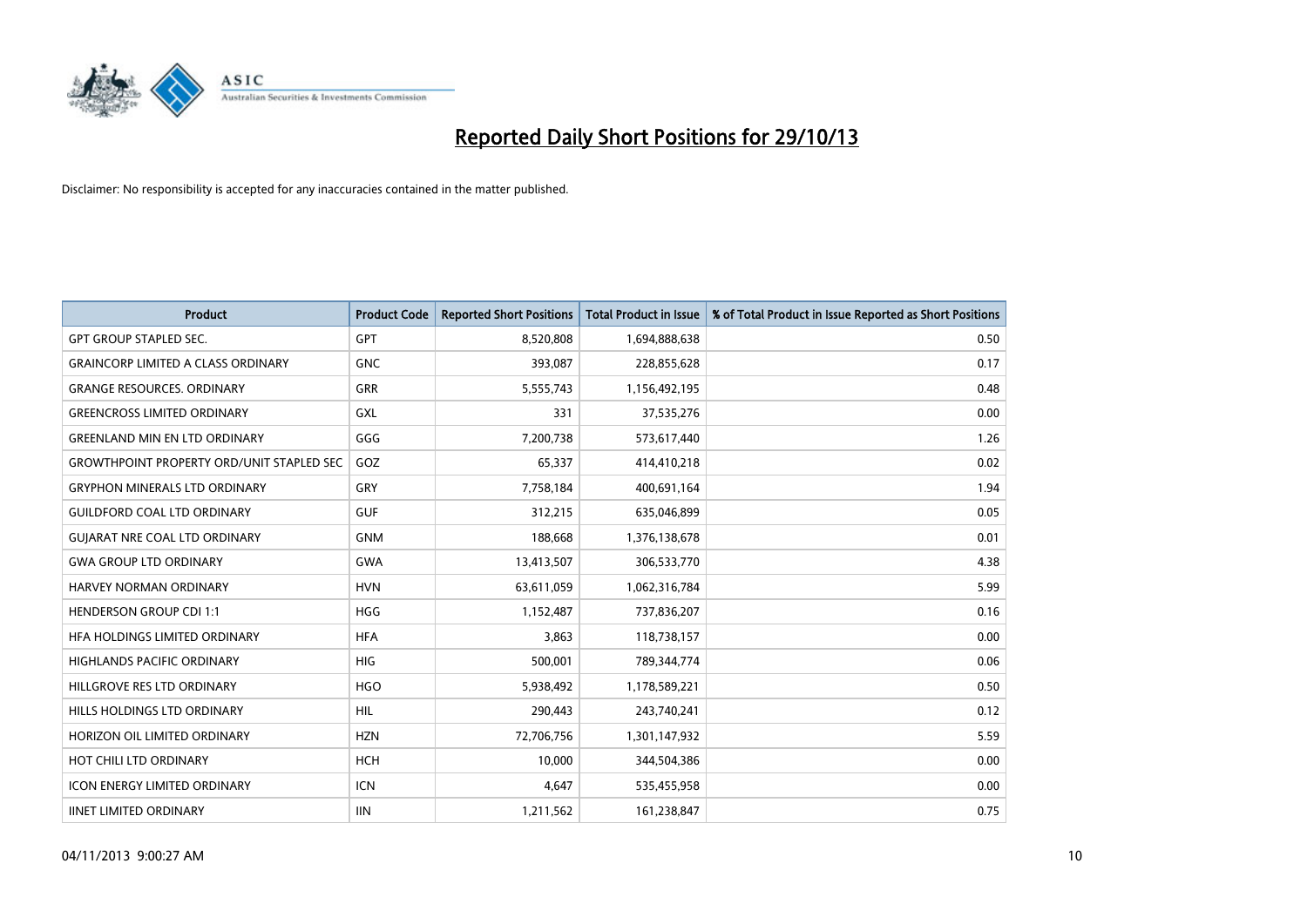# Reported Daily Short Positions for 29/10/13

Disclaimer: No responsibility is accepted for any inaccuracies contained in the matter published.

| Product | Product Code | Reported Short Positions | Total Product in Issue | % of Total Product in Issue Reported as Short Positions |
|---|---|---|---|---|
| GPT GROUP STAPLED SEC. | GPT | 8,520,808 | 1,694,888,638 | 0.50 |
| GRAINCORP LIMITED A CLASS ORDINARY | GNC | 393,087 | 228,855,628 | 0.17 |
| GRANGE RESOURCES. ORDINARY | GRR | 5,555,743 | 1,156,492,195 | 0.48 |
| GREENCROSS LIMITED ORDINARY | GXL | 331 | 37,535,276 | 0.00 |
| GREENLAND MIN EN LTD ORDINARY | GGG | 7,200,738 | 573,617,440 | 1.26 |
| GROWTHPOINT PROPERTY ORD/UNIT STAPLED SEC | GOZ | 65,337 | 414,410,218 | 0.02 |
| GRYPHON MINERALS LTD ORDINARY | GRY | 7,758,184 | 400,691,164 | 1.94 |
| GUILDFORD COAL LTD ORDINARY | GUF | 312,215 | 635,046,899 | 0.05 |
| GUJARAT NRE COAL LTD ORDINARY | GNM | 188,668 | 1,376,138,678 | 0.01 |
| GWA GROUP LTD ORDINARY | GWA | 13,413,507 | 306,533,770 | 4.38 |
| HARVEY NORMAN ORDINARY | HVN | 63,611,059 | 1,062,316,784 | 5.99 |
| HENDERSON GROUP CDI 1:1 | HGG | 1,152,487 | 737,836,207 | 0.16 |
| HFA HOLDINGS LIMITED ORDINARY | HFA | 3,863 | 118,738,157 | 0.00 |
| HIGHLANDS PACIFIC ORDINARY | HIG | 500,001 | 789,344,774 | 0.06 |
| HILLGROVE RES LTD ORDINARY | HGO | 5,938,492 | 1,178,589,221 | 0.50 |
| HILLS HOLDINGS LTD ORDINARY | HIL | 290,443 | 243,740,241 | 0.12 |
| HORIZON OIL LIMITED ORDINARY | HZN | 72,706,756 | 1,301,147,932 | 5.59 |
| HOT CHILI LTD ORDINARY | HCH | 10,000 | 344,504,386 | 0.00 |
| ICON ENERGY LIMITED ORDINARY | ICN | 4,647 | 535,455,958 | 0.00 |
| IINET LIMITED ORDINARY | IIN | 1,211,562 | 161,238,847 | 0.75 |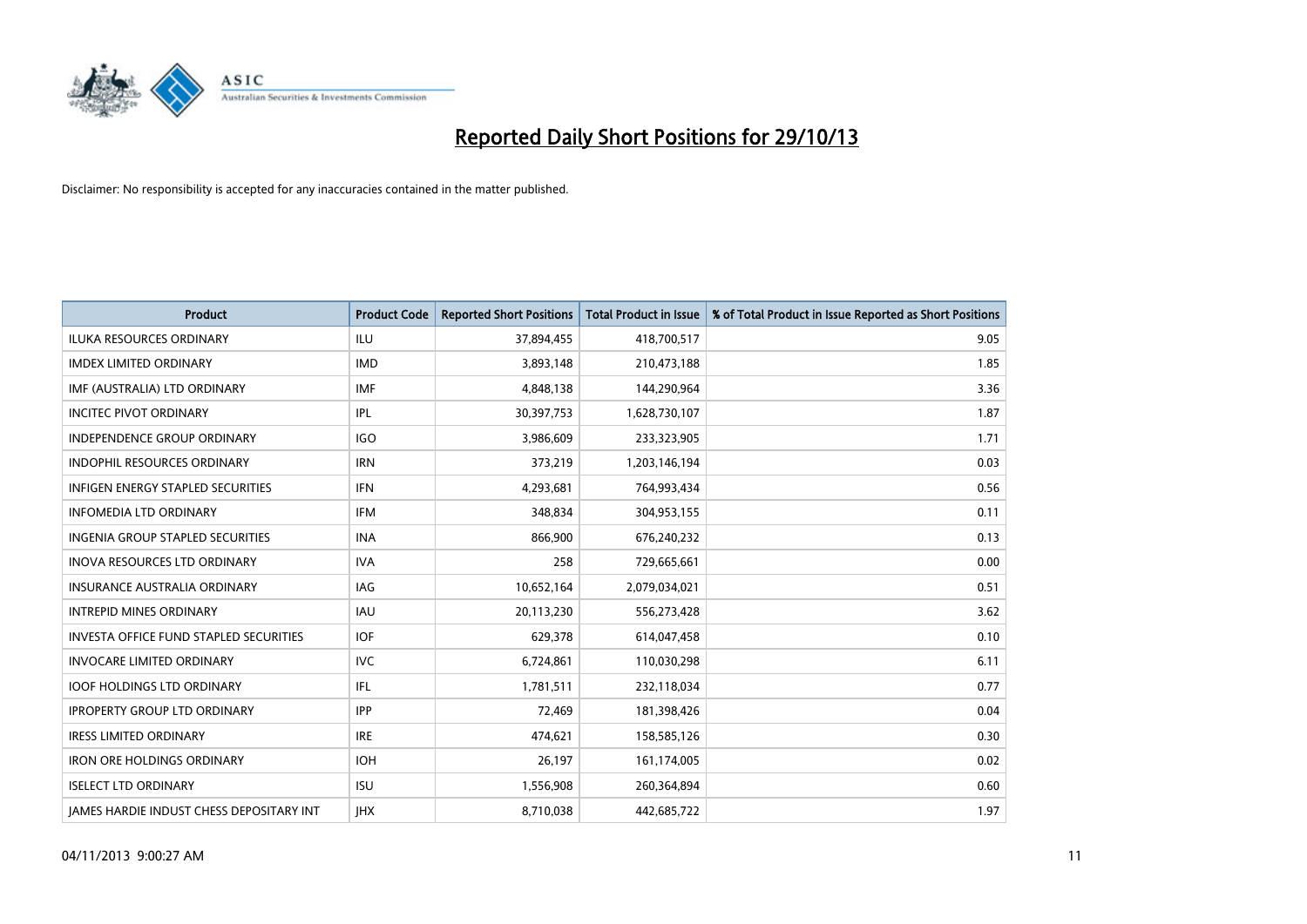# Reported Daily Short Positions for 29/10/13

Disclaimer: No responsibility is accepted for any inaccuracies contained in the matter published.

| Product | Product Code | Reported Short Positions | Total Product in Issue | % of Total Product in Issue Reported as Short Positions |
| --- | --- | --- | --- | --- |
| ILUKA RESOURCES ORDINARY | ILU | 37,894,455 | 418,700,517 | 9.05 |
| IMDEX LIMITED ORDINARY | IMD | 3,893,148 | 210,473,188 | 1.85 |
| IMF (AUSTRALIA) LTD ORDINARY | IMF | 4,848,138 | 144,290,964 | 3.36 |
| INCITEC PIVOT ORDINARY | IPL | 30,397,753 | 1,628,730,107 | 1.87 |
| INDEPENDENCE GROUP ORDINARY | IGO | 3,986,609 | 233,323,905 | 1.71 |
| INDOPHIL RESOURCES ORDINARY | IRN | 373,219 | 1,203,146,194 | 0.03 |
| INFIGEN ENERGY STAPLED SECURITIES | IFN | 4,293,681 | 764,993,434 | 0.56 |
| INFOMEDIA LTD ORDINARY | IFM | 348,834 | 304,953,155 | 0.11 |
| INGENIA GROUP STAPLED SECURITIES | INA | 866,900 | 676,240,232 | 0.13 |
| INOVA RESOURCES LTD ORDINARY | IVA | 258 | 729,665,661 | 0.00 |
| INSURANCE AUSTRALIA ORDINARY | IAG | 10,652,164 | 2,079,034,021 | 0.51 |
| INTREPID MINES ORDINARY | IAU | 20,113,230 | 556,273,428 | 3.62 |
| INVESTA OFFICE FUND STAPLED SECURITIES | IOF | 629,378 | 614,047,458 | 0.10 |
| INVOCARE LIMITED ORDINARY | IVC | 6,724,861 | 110,030,298 | 6.11 |
| IOOF HOLDINGS LTD ORDINARY | IFL | 1,781,511 | 232,118,034 | 0.77 |
| IPROPERTY GROUP LTD ORDINARY | IPP | 72,469 | 181,398,426 | 0.04 |
| IRESS LIMITED ORDINARY | IRE | 474,621 | 158,585,126 | 0.30 |
| IRON ORE HOLDINGS ORDINARY | IOH | 26,197 | 161,174,005 | 0.02 |
| ISELECT LTD ORDINARY | ISU | 1,556,908 | 260,364,894 | 0.60 |
| JAMES HARDIE INDUST CHESS DEPOSITARY INT | JHX | 8,710,038 | 442,685,722 | 1.97 |

04/11/2013 9:00:27 AM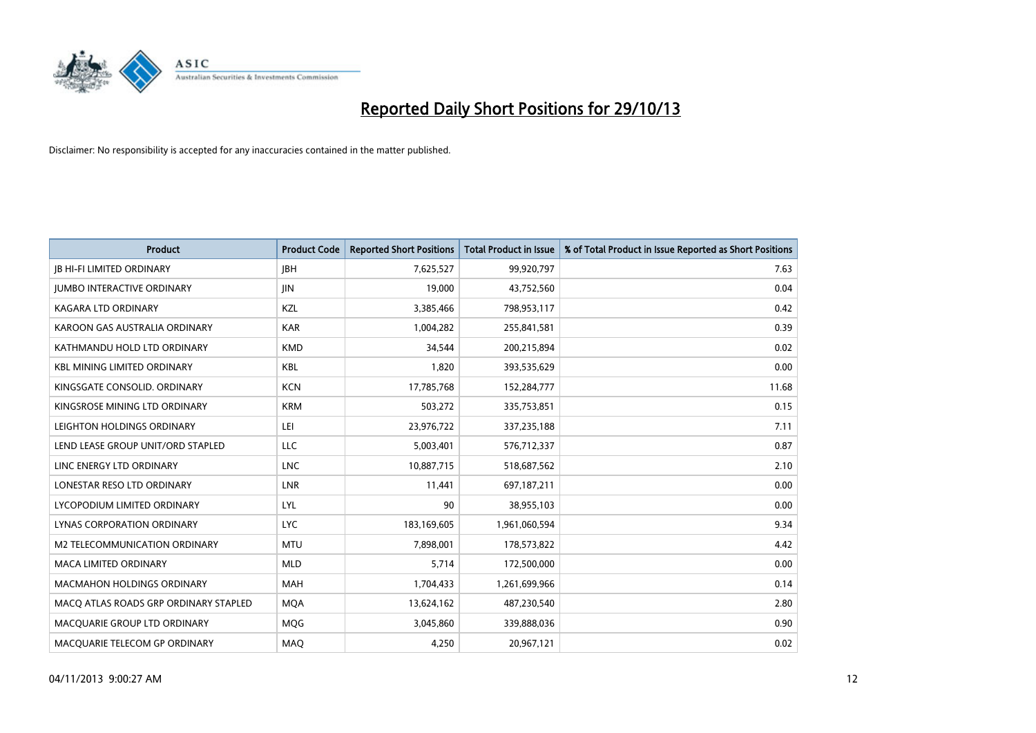# Reported Daily Short Positions for 29/10/13

Disclaimer: No responsibility is accepted for any inaccuracies contained in the matter published.

| Product | Product Code | Reported Short Positions | Total Product in Issue | % of Total Product in Issue Reported as Short Positions |
|---|---|---|---|---|
| JB HI-FI LIMITED ORDINARY | JBH | 7,625,527 | 99,920,797 | 7.63 |
| JUMBO INTERACTIVE ORDINARY | JIN | 19,000 | 43,752,560 | 0.04 |
| KAGARA LTD ORDINARY | KZL | 3,385,466 | 798,953,117 | 0.42 |
| KAROON GAS AUSTRALIA ORDINARY | KAR | 1,004,282 | 255,841,581 | 0.39 |
| KATHMANDU HOLD LTD ORDINARY | KMD | 34,544 | 200,215,894 | 0.02 |
| KBL MINING LIMITED ORDINARY | KBL | 1,820 | 393,535,629 | 0.00 |
| KINGSGATE CONSOLID. ORDINARY | KCN | 17,785,768 | 152,284,777 | 11.68 |
| KINGSROSE MINING LTD ORDINARY | KRM | 503,272 | 335,753,851 | 0.15 |
| LEIGHTON HOLDINGS ORDINARY | LEI | 23,976,722 | 337,235,188 | 7.11 |
| LEND LEASE GROUP UNIT/ORD STAPLED | LLC | 5,003,401 | 576,712,337 | 0.87 |
| LINC ENERGY LTD ORDINARY | LNC | 10,887,715 | 518,687,562 | 2.10 |
| LONESTAR RESO LTD ORDINARY | LNR | 11,441 | 697,187,211 | 0.00 |
| LYCOPODIUM LIMITED ORDINARY | LYL | 90 | 38,955,103 | 0.00 |
| LYNAS CORPORATION ORDINARY | LYC | 183,169,605 | 1,961,060,594 | 9.34 |
| M2 TELECOMMUNICATION ORDINARY | MTU | 7,898,001 | 178,573,822 | 4.42 |
| MACA LIMITED ORDINARY | MLD | 5,714 | 172,500,000 | 0.00 |
| MACMAHON HOLDINGS ORDINARY | MAH | 1,704,433 | 1,261,699,966 | 0.14 |
| MACQ ATLAS ROADS GRP ORDINARY STAPLED | MQA | 13,624,162 | 487,230,540 | 2.80 |
| MACQUARIE GROUP LTD ORDINARY | MQG | 3,045,860 | 339,888,036 | 0.90 |
| MACQUARIE TELECOM GP ORDINARY | MAQ | 4,250 | 20,967,121 | 0.02 |

04/11/2013 9:00:27 AM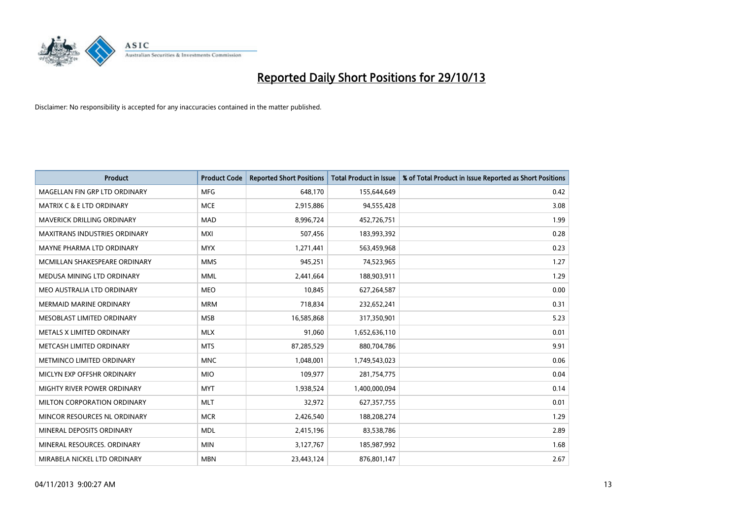# Reported Daily Short Positions for 29/10/13

Disclaimer: No responsibility is accepted for any inaccuracies contained in the matter published.

| Product | Product Code | Reported Short Positions | Total Product in Issue | % of Total Product in Issue Reported as Short Positions |
|---|---|---|---|---|
| MAGELLAN FIN GRP LTD ORDINARY | MFG | 648,170 | 155,644,649 | 0.42 |
| MATRIX C & E LTD ORDINARY | MCE | 2,915,886 | 94,555,428 | 3.08 |
| MAVERICK DRILLING ORDINARY | MAD | 8,996,724 | 452,726,751 | 1.99 |
| MAXITRANS INDUSTRIES ORDINARY | MXI | 507,456 | 183,993,392 | 0.28 |
| MAYNE PHARMA LTD ORDINARY | MYX | 1,271,441 | 563,459,968 | 0.23 |
| MCMILLAN SHAKESPEARE ORDINARY | MMS | 945,251 | 74,523,965 | 1.27 |
| MEDUSA MINING LTD ORDINARY | MML | 2,441,664 | 188,903,911 | 1.29 |
| MEO AUSTRALIA LTD ORDINARY | MEO | 10,845 | 627,264,587 | 0.00 |
| MERMAID MARINE ORDINARY | MRM | 718,834 | 232,652,241 | 0.31 |
| MESOBLAST LIMITED ORDINARY | MSB | 16,585,868 | 317,350,901 | 5.23 |
| METALS X LIMITED ORDINARY | MLX | 91,060 | 1,652,636,110 | 0.01 |
| METCASH LIMITED ORDINARY | MTS | 87,285,529 | 880,704,786 | 9.91 |
| METMINCO LIMITED ORDINARY | MNC | 1,048,001 | 1,749,543,023 | 0.06 |
| MICLYN EXP OFFSHR ORDINARY | MIO | 109,977 | 281,754,775 | 0.04 |
| MIGHTY RIVER POWER ORDINARY | MYT | 1,938,524 | 1,400,000,094 | 0.14 |
| MILTON CORPORATION ORDINARY | MLT | 32,972 | 627,357,755 | 0.01 |
| MINCOR RESOURCES NL ORDINARY | MCR | 2,426,540 | 188,208,274 | 1.29 |
| MINERAL DEPOSITS ORDINARY | MDL | 2,415,196 | 83,538,786 | 2.89 |
| MINERAL RESOURCES. ORDINARY | MIN | 3,127,767 | 185,987,992 | 1.68 |
| MIRABELA NICKEL LTD ORDINARY | MBN | 23,443,124 | 876,801,147 | 2.67 |

04/11/2013 9:00:27 AM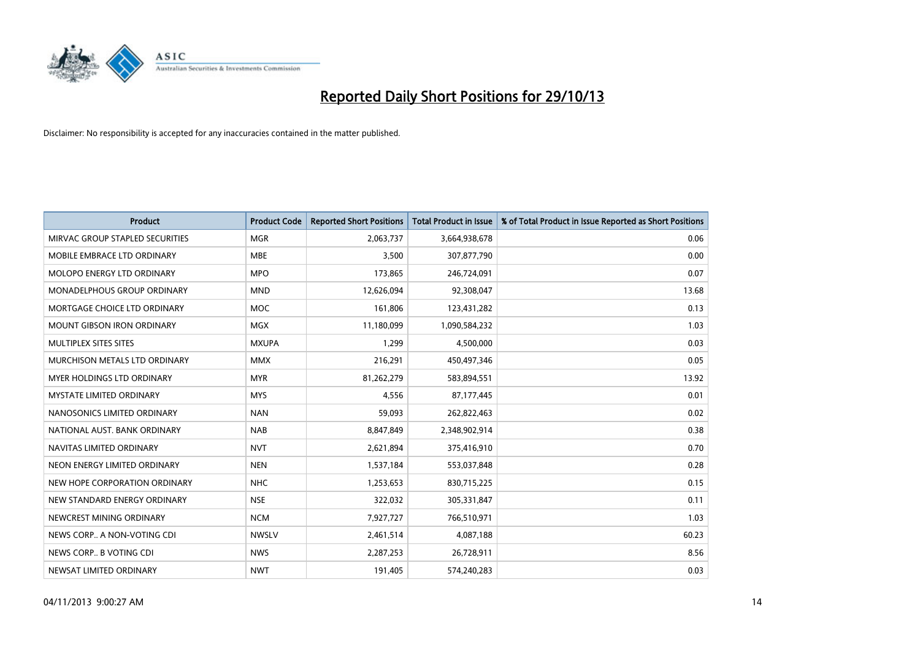# Reported Daily Short Positions for 29/10/13

Disclaimer: No responsibility is accepted for any inaccuracies contained in the matter published.

| Product | Product Code | Reported Short Positions | Total Product in Issue | % of Total Product in Issue Reported as Short Positions |
| --- | --- | --- | --- | --- |
| MIRVAC GROUP STAPLED SECURITIES | MGR | 2,063,737 | 3,664,938,678 | 0.06 |
| MOBILE EMBRACE LTD ORDINARY | MBE | 3,500 | 307,877,790 | 0.00 |
| MOLOPO ENERGY LTD ORDINARY | MPO | 173,865 | 246,724,091 | 0.07 |
| MONADELPHOUS GROUP ORDINARY | MND | 12,626,094 | 92,308,047 | 13.68 |
| MORTGAGE CHOICE LTD ORDINARY | MOC | 161,806 | 123,431,282 | 0.13 |
| MOUNT GIBSON IRON ORDINARY | MGX | 11,180,099 | 1,090,584,232 | 1.03 |
| MULTIPLEX SITES SITES | MXUPA | 1,299 | 4,500,000 | 0.03 |
| MURCHISON METALS LTD ORDINARY | MMX | 216,291 | 450,497,346 | 0.05 |
| MYER HOLDINGS LTD ORDINARY | MYR | 81,262,279 | 583,894,551 | 13.92 |
| MYSTATE LIMITED ORDINARY | MYS | 4,556 | 87,177,445 | 0.01 |
| NANOSONICS LIMITED ORDINARY | NAN | 59,093 | 262,822,463 | 0.02 |
| NATIONAL AUST. BANK ORDINARY | NAB | 8,847,849 | 2,348,902,914 | 0.38 |
| NAVITAS LIMITED ORDINARY | NVT | 2,621,894 | 375,416,910 | 0.70 |
| NEON ENERGY LIMITED ORDINARY | NEN | 1,537,184 | 553,037,848 | 0.28 |
| NEW HOPE CORPORATION ORDINARY | NHC | 1,253,653 | 830,715,225 | 0.15 |
| NEW STANDARD ENERGY ORDINARY | NSE | 322,032 | 305,331,847 | 0.11 |
| NEWCREST MINING ORDINARY | NCM | 7,927,727 | 766,510,971 | 1.03 |
| NEWS CORP.. A NON-VOTING CDI | NWSLV | 2,461,514 | 4,087,188 | 60.23 |
| NEWS CORP.. B VOTING CDI | NWS | 2,287,253 | 26,728,911 | 8.56 |
| NEWSAT LIMITED ORDINARY | NWT | 191,405 | 574,240,283 | 0.03 |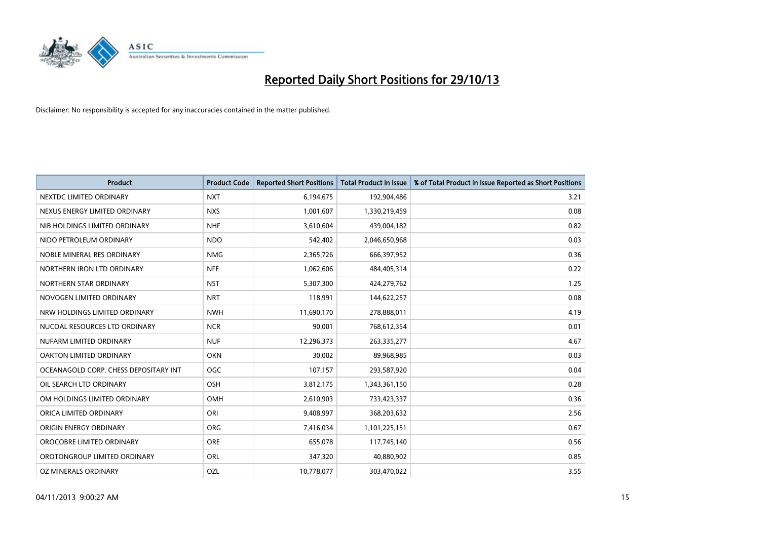# Reported Daily Short Positions for 29/10/13

Disclaimer: No responsibility is accepted for any inaccuracies contained in the matter published.

| Product | Product Code | Reported Short Positions | Total Product in Issue | % of Total Product in Issue Reported as Short Positions |
| --- | --- | --- | --- | --- |
| NEXTDC LIMITED ORDINARY | NXT | 6,194,675 | 192,904,486 | 3.21 |
| NEXUS ENERGY LIMITED ORDINARY | NXS | 1,001,607 | 1,330,219,459 | 0.08 |
| NIB HOLDINGS LIMITED ORDINARY | NHF | 3,610,604 | 439,004,182 | 0.82 |
| NIDO PETROLEUM ORDINARY | NDO | 542,402 | 2,046,650,968 | 0.03 |
| NOBLE MINERAL RES ORDINARY | NMG | 2,365,726 | 666,397,952 | 0.36 |
| NORTHERN IRON LTD ORDINARY | NFE | 1,062,606 | 484,405,314 | 0.22 |
| NORTHERN STAR ORDINARY | NST | 5,307,300 | 424,279,762 | 1.25 |
| NOVOGEN LIMITED ORDINARY | NRT | 118,991 | 144,622,257 | 0.08 |
| NRW HOLDINGS LIMITED ORDINARY | NWH | 11,690,170 | 278,888,011 | 4.19 |
| NUCOAL RESOURCES LTD ORDINARY | NCR | 90,001 | 768,612,354 | 0.01 |
| NUFARM LIMITED ORDINARY | NUF | 12,296,373 | 263,335,277 | 4.67 |
| OAKTON LIMITED ORDINARY | OKN | 30,002 | 89,968,985 | 0.03 |
| OCEANAGOLD CORP. CHESS DEPOSITARY INT | OGC | 107,157 | 293,587,920 | 0.04 |
| OIL SEARCH LTD ORDINARY | OSH | 3,812,175 | 1,343,361,150 | 0.28 |
| OM HOLDINGS LIMITED ORDINARY | OMH | 2,610,903 | 733,423,337 | 0.36 |
| ORICA LIMITED ORDINARY | ORI | 9,408,997 | 368,203,632 | 2.56 |
| ORIGIN ENERGY ORDINARY | ORG | 7,416,034 | 1,101,225,151 | 0.67 |
| OROCOBRE LIMITED ORDINARY | ORE | 655,078 | 117,745,140 | 0.56 |
| OROTONGROUP LIMITED ORDINARY | ORL | 347,320 | 40,880,902 | 0.85 |
| OZ MINERALS ORDINARY | OZL | 10,778,077 | 303,470,022 | 3.55 |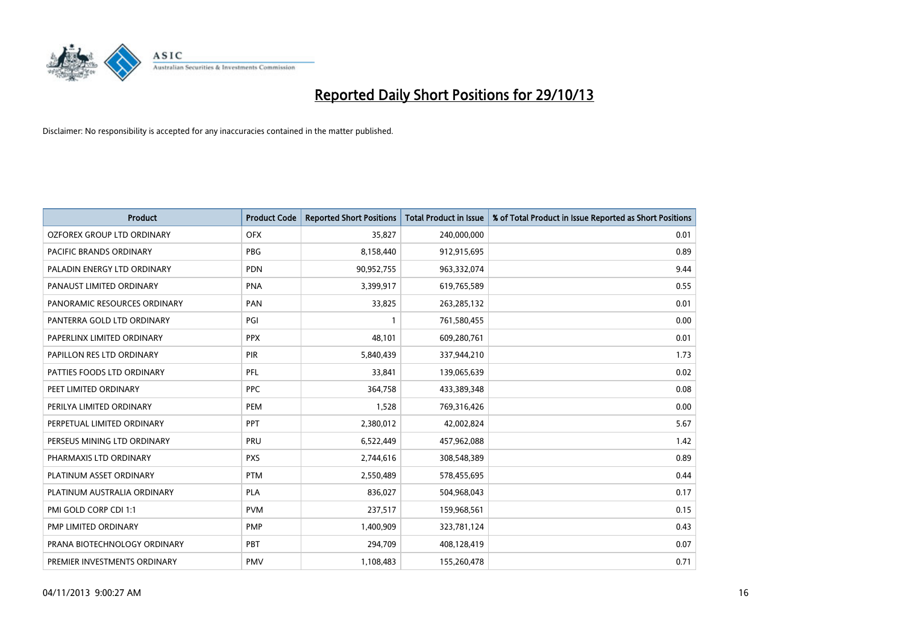# Reported Daily Short Positions for 29/10/13

Disclaimer: No responsibility is accepted for any inaccuracies contained in the matter published.

| Product | Product Code | Reported Short Positions | Total Product in Issue | % of Total Product in Issue Reported as Short Positions |
|---|---|---|---|---|
| OZFOREX GROUP LTD ORDINARY | OFX | 35,827 | 240,000,000 | 0.01 |
| PACIFIC BRANDS ORDINARY | PBG | 8,158,440 | 912,915,695 | 0.89 |
| PALADIN ENERGY LTD ORDINARY | PDN | 90,952,755 | 963,332,074 | 9.44 |
| PANAUST LIMITED ORDINARY | PNA | 3,399,917 | 619,765,589 | 0.55 |
| PANORAMIC RESOURCES ORDINARY | PAN | 33,825 | 263,285,132 | 0.01 |
| PANTERRA GOLD LTD ORDINARY | PGI | 1 | 761,580,455 | 0.00 |
| PAPERLINX LIMITED ORDINARY | PPX | 48,101 | 609,280,761 | 0.01 |
| PAPILLON RES LTD ORDINARY | PIR | 5,840,439 | 337,944,210 | 1.73 |
| PATTIES FOODS LTD ORDINARY | PFL | 33,841 | 139,065,639 | 0.02 |
| PEET LIMITED ORDINARY | PPC | 364,758 | 433,389,348 | 0.08 |
| PERILYA LIMITED ORDINARY | PEM | 1,528 | 769,316,426 | 0.00 |
| PERPETUAL LIMITED ORDINARY | PPT | 2,380,012 | 42,002,824 | 5.67 |
| PERSEUS MINING LTD ORDINARY | PRU | 6,522,449 | 457,962,088 | 1.42 |
| PHARMAXIS LTD ORDINARY | PXS | 2,744,616 | 308,548,389 | 0.89 |
| PLATINUM ASSET ORDINARY | PTM | 2,550,489 | 578,455,695 | 0.44 |
| PLATINUM AUSTRALIA ORDINARY | PLA | 836,027 | 504,968,043 | 0.17 |
| PMI GOLD CORP CDI 1:1 | PVM | 237,517 | 159,968,561 | 0.15 |
| PMP LIMITED ORDINARY | PMP | 1,400,909 | 323,781,124 | 0.43 |
| PRANA BIOTECHNOLOGY ORDINARY | PBT | 294,709 | 408,128,419 | 0.07 |
| PREMIER INVESTMENTS ORDINARY | PMV | 1,108,483 | 155,260,478 | 0.71 |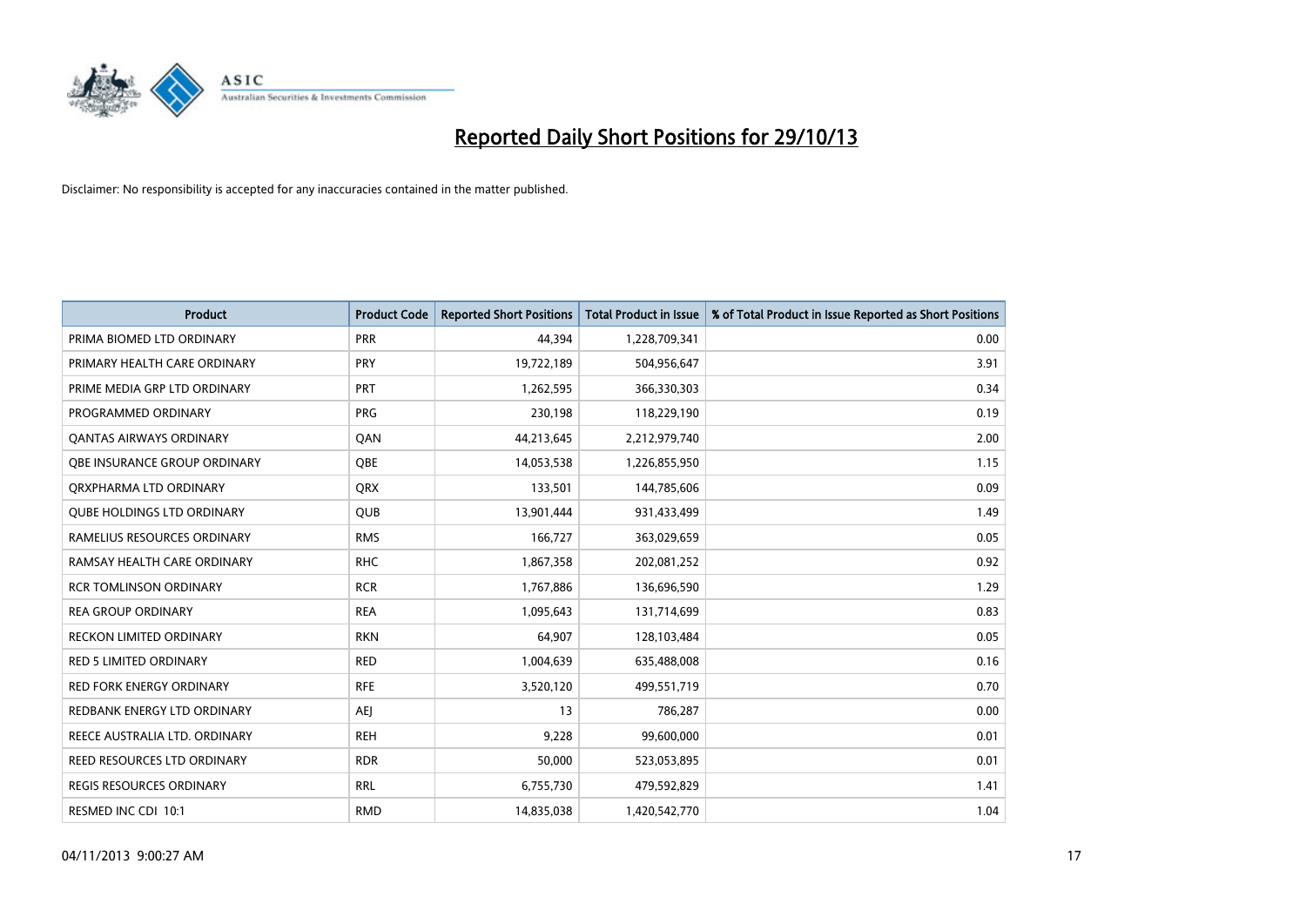# Reported Daily Short Positions for 29/10/13

Disclaimer: No responsibility is accepted for any inaccuracies contained in the matter published.

| Product | Product Code | Reported Short Positions | Total Product in Issue | % of Total Product in Issue Reported as Short Positions |
|---|---|---|---|---|
| PRIMA BIOMED LTD ORDINARY | PRR | 44,394 | 1,228,709,341 | 0.00 |
| PRIMARY HEALTH CARE ORDINARY | PRY | 19,722,189 | 504,956,647 | 3.91 |
| PRIME MEDIA GRP LTD ORDINARY | PRT | 1,262,595 | 366,330,303 | 0.34 |
| PROGRAMMED ORDINARY | PRG | 230,198 | 118,229,190 | 0.19 |
| QANTAS AIRWAYS ORDINARY | QAN | 44,213,645 | 2,212,979,740 | 2.00 |
| QBE INSURANCE GROUP ORDINARY | QBE | 14,053,538 | 1,226,855,950 | 1.15 |
| QRXPHARMA LTD ORDINARY | QRX | 133,501 | 144,785,606 | 0.09 |
| QUBE HOLDINGS LTD ORDINARY | QUB | 13,901,444 | 931,433,499 | 1.49 |
| RAMELIUS RESOURCES ORDINARY | RMS | 166,727 | 363,029,659 | 0.05 |
| RAMSAY HEALTH CARE ORDINARY | RHC | 1,867,358 | 202,081,252 | 0.92 |
| RCR TOMLINSON ORDINARY | RCR | 1,767,886 | 136,696,590 | 1.29 |
| REA GROUP ORDINARY | REA | 1,095,643 | 131,714,699 | 0.83 |
| RECKON LIMITED ORDINARY | RKN | 64,907 | 128,103,484 | 0.05 |
| RED 5 LIMITED ORDINARY | RED | 1,004,639 | 635,488,008 | 0.16 |
| RED FORK ENERGY ORDINARY | RFE | 3,520,120 | 499,551,719 | 0.70 |
| REDBANK ENERGY LTD ORDINARY | AEJ | 13 | 786,287 | 0.00 |
| REECE AUSTRALIA LTD. ORDINARY | REH | 9,228 | 99,600,000 | 0.01 |
| REED RESOURCES LTD ORDINARY | RDR | 50,000 | 523,053,895 | 0.01 |
| REGIS RESOURCES ORDINARY | RRL | 6,755,730 | 479,592,829 | 1.41 |
| RESMED INC CDI 10:1 | RMD | 14,835,038 | 1,420,542,770 | 1.04 |

04/11/2013 9:00:27 AM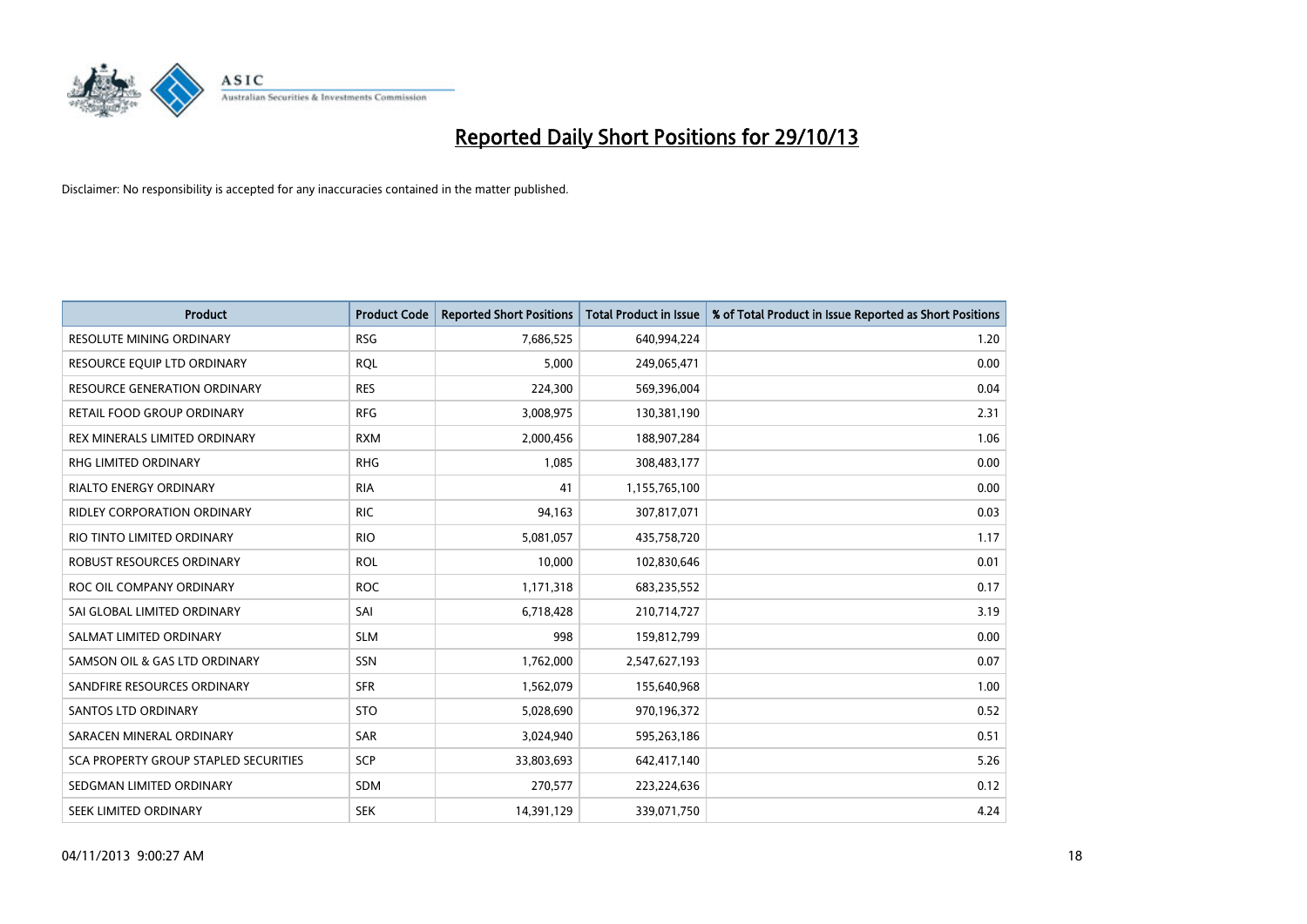# Reported Daily Short Positions for 29/10/13

Disclaimer: No responsibility is accepted for any inaccuracies contained in the matter published.

| Product | Product Code | Reported Short Positions | Total Product in Issue | % of Total Product in Issue Reported as Short Positions |
|---|---|---|---|---|
| RESOLUTE MINING ORDINARY | RSG | 7,686,525 | 640,994,224 | 1.20 |
| RESOURCE EQUIP LTD ORDINARY | RQL | 5,000 | 249,065,471 | 0.00 |
| RESOURCE GENERATION ORDINARY | RES | 224,300 | 569,396,004 | 0.04 |
| RETAIL FOOD GROUP ORDINARY | RFG | 3,008,975 | 130,381,190 | 2.31 |
| REX MINERALS LIMITED ORDINARY | RXM | 2,000,456 | 188,907,284 | 1.06 |
| RHG LIMITED ORDINARY | RHG | 1,085 | 308,483,177 | 0.00 |
| RIALTO ENERGY ORDINARY | RIA | 41 | 1,155,765,100 | 0.00 |
| RIDLEY CORPORATION ORDINARY | RIC | 94,163 | 307,817,071 | 0.03 |
| RIO TINTO LIMITED ORDINARY | RIO | 5,081,057 | 435,758,720 | 1.17 |
| ROBUST RESOURCES ORDINARY | ROL | 10,000 | 102,830,646 | 0.01 |
| ROC OIL COMPANY ORDINARY | ROC | 1,171,318 | 683,235,552 | 0.17 |
| SAI GLOBAL LIMITED ORDINARY | SAI | 6,718,428 | 210,714,727 | 3.19 |
| SALMAT LIMITED ORDINARY | SLM | 998 | 159,812,799 | 0.00 |
| SAMSON OIL & GAS LTD ORDINARY | SSN | 1,762,000 | 2,547,627,193 | 0.07 |
| SANDFIRE RESOURCES ORDINARY | SFR | 1,562,079 | 155,640,968 | 1.00 |
| SANTOS LTD ORDINARY | STO | 5,028,690 | 970,196,372 | 0.52 |
| SARACEN MINERAL ORDINARY | SAR | 3,024,940 | 595,263,186 | 0.51 |
| SCA PROPERTY GROUP STAPLED SECURITIES | SCP | 33,803,693 | 642,417,140 | 5.26 |
| SEDGMAN LIMITED ORDINARY | SDM | 270,577 | 223,224,636 | 0.12 |
| SEEK LIMITED ORDINARY | SEK | 14,391,129 | 339,071,750 | 4.24 |

04/11/2013 9:00:27 AM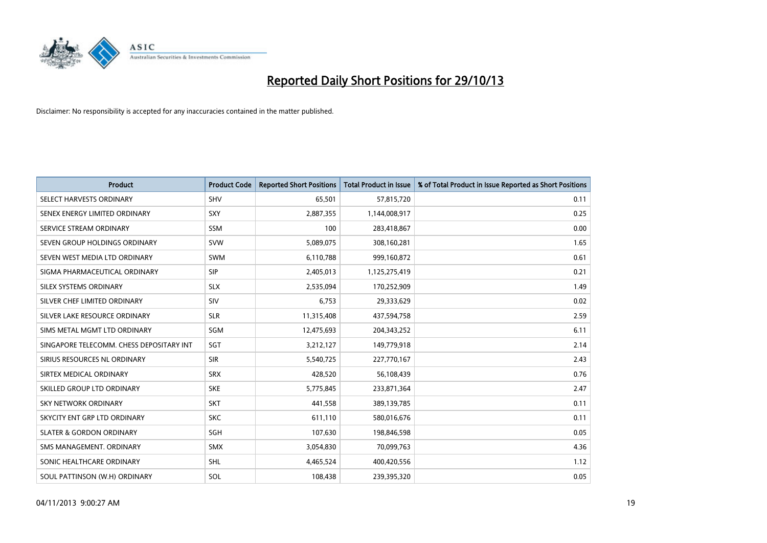# Reported Daily Short Positions for 29/10/13

Disclaimer: No responsibility is accepted for any inaccuracies contained in the matter published.

| Product | Product Code | Reported Short Positions | Total Product in Issue | % of Total Product in Issue Reported as Short Positions |
|---|---|---|---|---|
| SELECT HARVESTS ORDINARY | SHV | 65,501 | 57,815,720 | 0.11 |
| SENEX ENERGY LIMITED ORDINARY | SXY | 2,887,355 | 1,144,008,917 | 0.25 |
| SERVICE STREAM ORDINARY | SSM | 100 | 283,418,867 | 0.00 |
| SEVEN GROUP HOLDINGS ORDINARY | SVW | 5,089,075 | 308,160,281 | 1.65 |
| SEVEN WEST MEDIA LTD ORDINARY | SWM | 6,110,788 | 999,160,872 | 0.61 |
| SIGMA PHARMACEUTICAL ORDINARY | SIP | 2,405,013 | 1,125,275,419 | 0.21 |
| SILEX SYSTEMS ORDINARY | SLX | 2,535,094 | 170,252,909 | 1.49 |
| SILVER CHEF LIMITED ORDINARY | SIV | 6,753 | 29,333,629 | 0.02 |
| SILVER LAKE RESOURCE ORDINARY | SLR | 11,315,408 | 437,594,758 | 2.59 |
| SIMS METAL MGMT LTD ORDINARY | SGM | 12,475,693 | 204,343,252 | 6.11 |
| SINGAPORE TELECOMM. CHESS DEPOSITARY INT | SGT | 3,212,127 | 149,779,918 | 2.14 |
| SIRIUS RESOURCES NL ORDINARY | SIR | 5,540,725 | 227,770,167 | 2.43 |
| SIRTEX MEDICAL ORDINARY | SRX | 428,520 | 56,108,439 | 0.76 |
| SKILLED GROUP LTD ORDINARY | SKE | 5,775,845 | 233,871,364 | 2.47 |
| SKY NETWORK ORDINARY | SKT | 441,558 | 389,139,785 | 0.11 |
| SKYCITY ENT GRP LTD ORDINARY | SKC | 611,110 | 580,016,676 | 0.11 |
| SLATER & GORDON ORDINARY | SGH | 107,630 | 198,846,598 | 0.05 |
| SMS MANAGEMENT. ORDINARY | SMX | 3,054,830 | 70,099,763 | 4.36 |
| SONIC HEALTHCARE ORDINARY | SHL | 4,465,524 | 400,420,556 | 1.12 |
| SOUL PATTINSON (W.H) ORDINARY | SOL | 108,438 | 239,395,320 | 0.05 |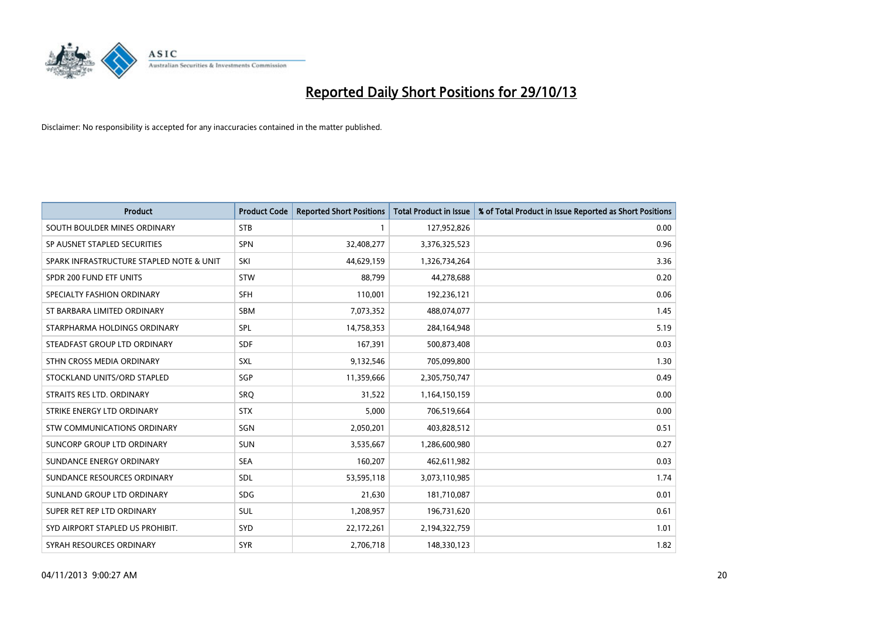# Reported Daily Short Positions for 29/10/13

Disclaimer: No responsibility is accepted for any inaccuracies contained in the matter published.

| Product | Product Code | Reported Short Positions | Total Product in Issue | % of Total Product in Issue Reported as Short Positions |
|---|---|---|---|---|
| SOUTH BOULDER MINES ORDINARY | STB | 1 | 127,952,826 | 0.00 |
| SP AUSNET STAPLED SECURITIES | SPN | 32,408,277 | 3,376,325,523 | 0.96 |
| SPARK INFRASTRUCTURE STAPLED NOTE & UNIT | SKI | 44,629,159 | 1,326,734,264 | 3.36 |
| SPDR 200 FUND ETF UNITS | STW | 88,799 | 44,278,688 | 0.20 |
| SPECIALTY FASHION ORDINARY | SFH | 110,001 | 192,236,121 | 0.06 |
| ST BARBARA LIMITED ORDINARY | SBM | 7,073,352 | 488,074,077 | 1.45 |
| STARPHARMA HOLDINGS ORDINARY | SPL | 14,758,353 | 284,164,948 | 5.19 |
| STEADFAST GROUP LTD ORDINARY | SDF | 167,391 | 500,873,408 | 0.03 |
| STHN CROSS MEDIA ORDINARY | SXL | 9,132,546 | 705,099,800 | 1.30 |
| STOCKLAND UNITS/ORD STAPLED | SGP | 11,359,666 | 2,305,750,747 | 0.49 |
| STRAITS RES LTD. ORDINARY | SRQ | 31,522 | 1,164,150,159 | 0.00 |
| STRIKE ENERGY LTD ORDINARY | STX | 5,000 | 706,519,664 | 0.00 |
| STW COMMUNICATIONS ORDINARY | SGN | 2,050,201 | 403,828,512 | 0.51 |
| SUNCORP GROUP LTD ORDINARY | SUN | 3,535,667 | 1,286,600,980 | 0.27 |
| SUNDANCE ENERGY ORDINARY | SEA | 160,207 | 462,611,982 | 0.03 |
| SUNDANCE RESOURCES ORDINARY | SDL | 53,595,118 | 3,073,110,985 | 1.74 |
| SUNLAND GROUP LTD ORDINARY | SDG | 21,630 | 181,710,087 | 0.01 |
| SUPER RET REP LTD ORDINARY | SUL | 1,208,957 | 196,731,620 | 0.61 |
| SYD AIRPORT STAPLED US PROHIBIT. | SYD | 22,172,261 | 2,194,322,759 | 1.01 |
| SYRAH RESOURCES ORDINARY | SYR | 2,706,718 | 148,330,123 | 1.82 |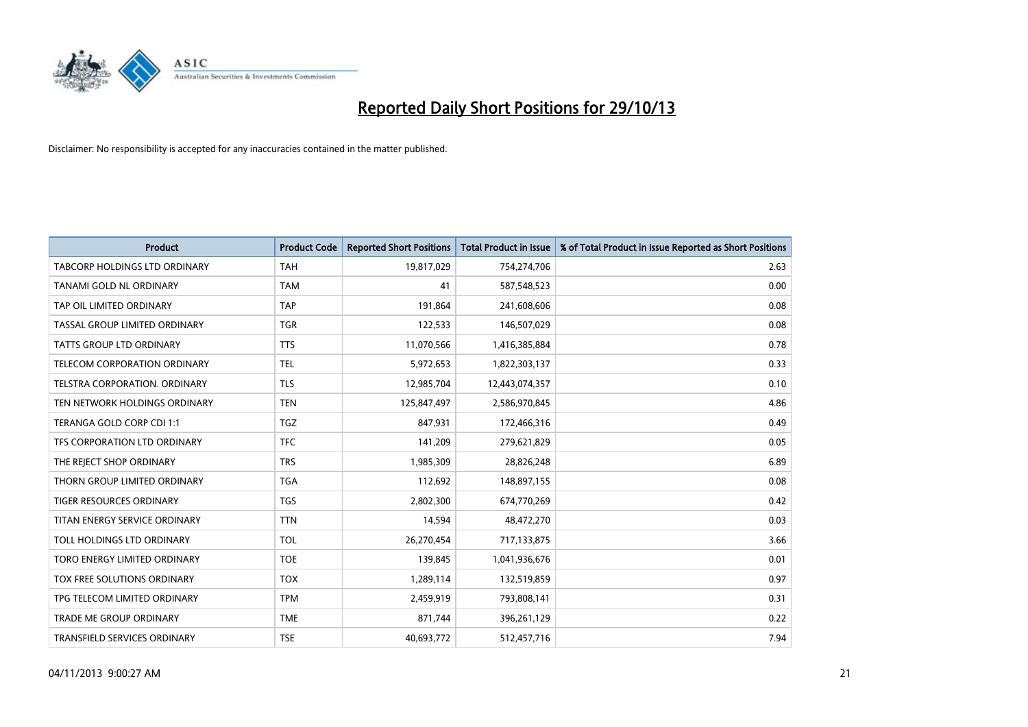# Reported Daily Short Positions for 29/10/13

Disclaimer: No responsibility is accepted for any inaccuracies contained in the matter published.

| Product | Product Code | Reported Short Positions | Total Product in Issue | % of Total Product in Issue Reported as Short Positions |
|---|---|---|---|---|
| TABCORP HOLDINGS LTD ORDINARY | TAH | 19,817,029 | 754,274,706 | 2.63 |
| TANAMI GOLD NL ORDINARY | TAM | 41 | 587,548,523 | 0.00 |
| TAP OIL LIMITED ORDINARY | TAP | 191,864 | 241,608,606 | 0.08 |
| TASSAL GROUP LIMITED ORDINARY | TGR | 122,533 | 146,507,029 | 0.08 |
| TATTS GROUP LTD ORDINARY | TTS | 11,070,566 | 1,416,385,884 | 0.78 |
| TELECOM CORPORATION ORDINARY | TEL | 5,972,653 | 1,822,303,137 | 0.33 |
| TELSTRA CORPORATION. ORDINARY | TLS | 12,985,704 | 12,443,074,357 | 0.10 |
| TEN NETWORK HOLDINGS ORDINARY | TEN | 125,847,497 | 2,586,970,845 | 4.86 |
| TERANGA GOLD CORP CDI 1:1 | TGZ | 847,931 | 172,466,316 | 0.49 |
| TFS CORPORATION LTD ORDINARY | TFC | 141,209 | 279,621,829 | 0.05 |
| THE REJECT SHOP ORDINARY | TRS | 1,985,309 | 28,826,248 | 6.89 |
| THORN GROUP LIMITED ORDINARY | TGA | 112,692 | 148,897,155 | 0.08 |
| TIGER RESOURCES ORDINARY | TGS | 2,802,300 | 674,770,269 | 0.42 |
| TITAN ENERGY SERVICE ORDINARY | TTN | 14,594 | 48,472,270 | 0.03 |
| TOLL HOLDINGS LTD ORDINARY | TOL | 26,270,454 | 717,133,875 | 3.66 |
| TORO ENERGY LIMITED ORDINARY | TOE | 139,845 | 1,041,936,676 | 0.01 |
| TOX FREE SOLUTIONS ORDINARY | TOX | 1,289,114 | 132,519,859 | 0.97 |
| TPG TELECOM LIMITED ORDINARY | TPM | 2,459,919 | 793,808,141 | 0.31 |
| TRADE ME GROUP ORDINARY | TME | 871,744 | 396,261,129 | 0.22 |
| TRANSFIELD SERVICES ORDINARY | TSE | 40,693,772 | 512,457,716 | 7.94 |

04/11/2013 9:00:27 AM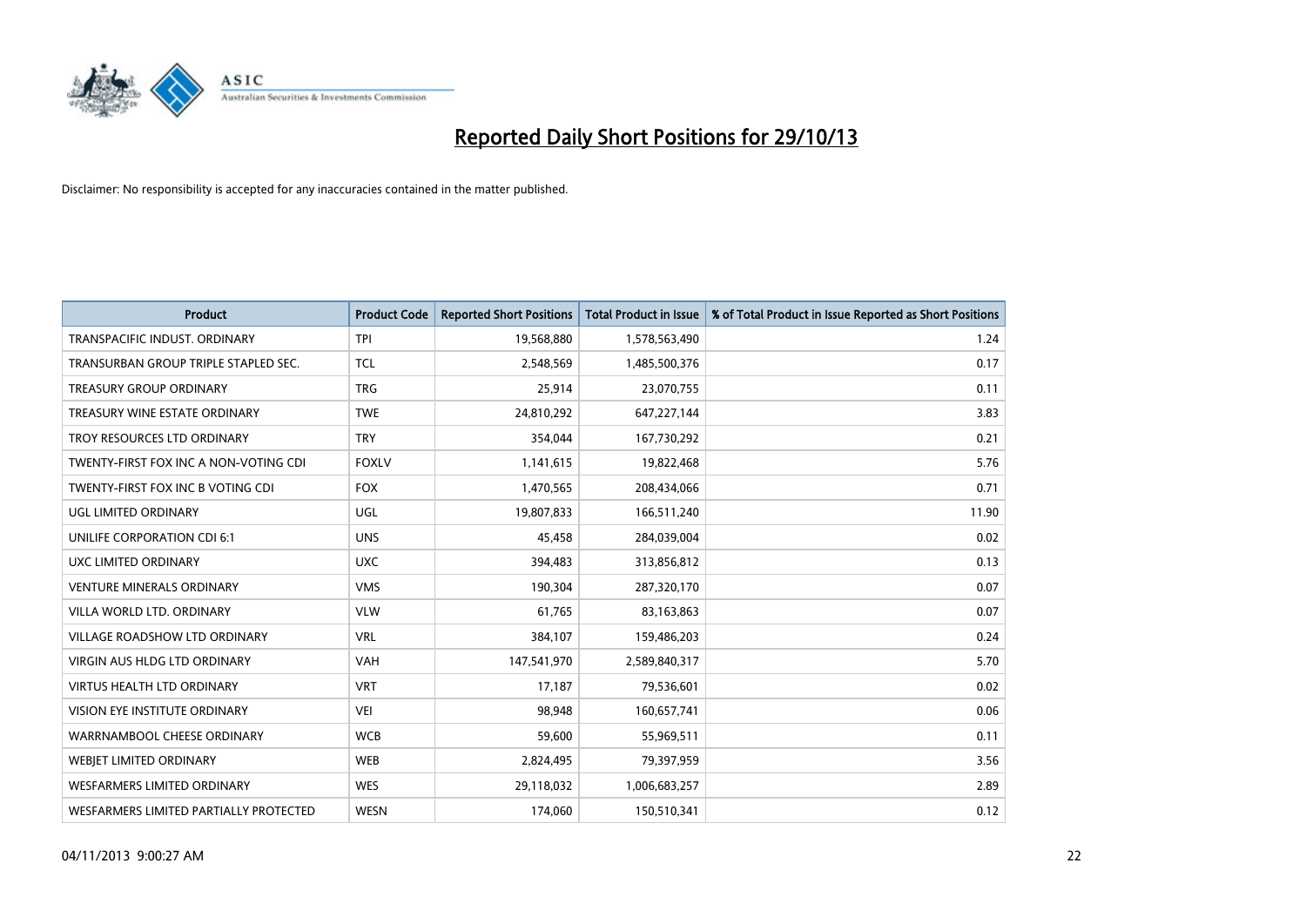# Reported Daily Short Positions for 29/10/13

Disclaimer: No responsibility is accepted for any inaccuracies contained in the matter published.

| Product | Product Code | Reported Short Positions | Total Product in Issue | % of Total Product in Issue Reported as Short Positions |
|---|---|---|---|---|
| TRANSPACIFIC INDUST. ORDINARY | TPI | 19,568,880 | 1,578,563,490 | 1.24 |
| TRANSURBAN GROUP TRIPLE STAPLED SEC. | TCL | 2,548,569 | 1,485,500,376 | 0.17 |
| TREASURY GROUP ORDINARY | TRG | 25,914 | 23,070,755 | 0.11 |
| TREASURY WINE ESTATE ORDINARY | TWE | 24,810,292 | 647,227,144 | 3.83 |
| TROY RESOURCES LTD ORDINARY | TRY | 354,044 | 167,730,292 | 0.21 |
| TWENTY-FIRST FOX INC A NON-VOTING CDI | FOXLV | 1,141,615 | 19,822,468 | 5.76 |
| TWENTY-FIRST FOX INC B VOTING CDI | FOX | 1,470,565 | 208,434,066 | 0.71 |
| UGL LIMITED ORDINARY | UGL | 19,807,833 | 166,511,240 | 11.90 |
| UNILIFE CORPORATION CDI 6:1 | UNS | 45,458 | 284,039,004 | 0.02 |
| UXC LIMITED ORDINARY | UXC | 394,483 | 313,856,812 | 0.13 |
| VENTURE MINERALS ORDINARY | VMS | 190,304 | 287,320,170 | 0.07 |
| VILLA WORLD LTD. ORDINARY | VLW | 61,765 | 83,163,863 | 0.07 |
| VILLAGE ROADSHOW LTD ORDINARY | VRL | 384,107 | 159,486,203 | 0.24 |
| VIRGIN AUS HLDG LTD ORDINARY | VAH | 147,541,970 | 2,589,840,317 | 5.70 |
| VIRTUS HEALTH LTD ORDINARY | VRT | 17,187 | 79,536,601 | 0.02 |
| VISION EYE INSTITUTE ORDINARY | VEI | 98,948 | 160,657,741 | 0.06 |
| WARRNAMBOOL CHEESE ORDINARY | WCB | 59,600 | 55,969,511 | 0.11 |
| WEBJET LIMITED ORDINARY | WEB | 2,824,495 | 79,397,959 | 3.56 |
| WESFARMERS LIMITED ORDINARY | WES | 29,118,032 | 1,006,683,257 | 2.89 |
| WESFARMERS LIMITED PARTIALLY PROTECTED | WESN | 174,060 | 150,510,341 | 0.12 |

04/11/2013 9:00:27 AM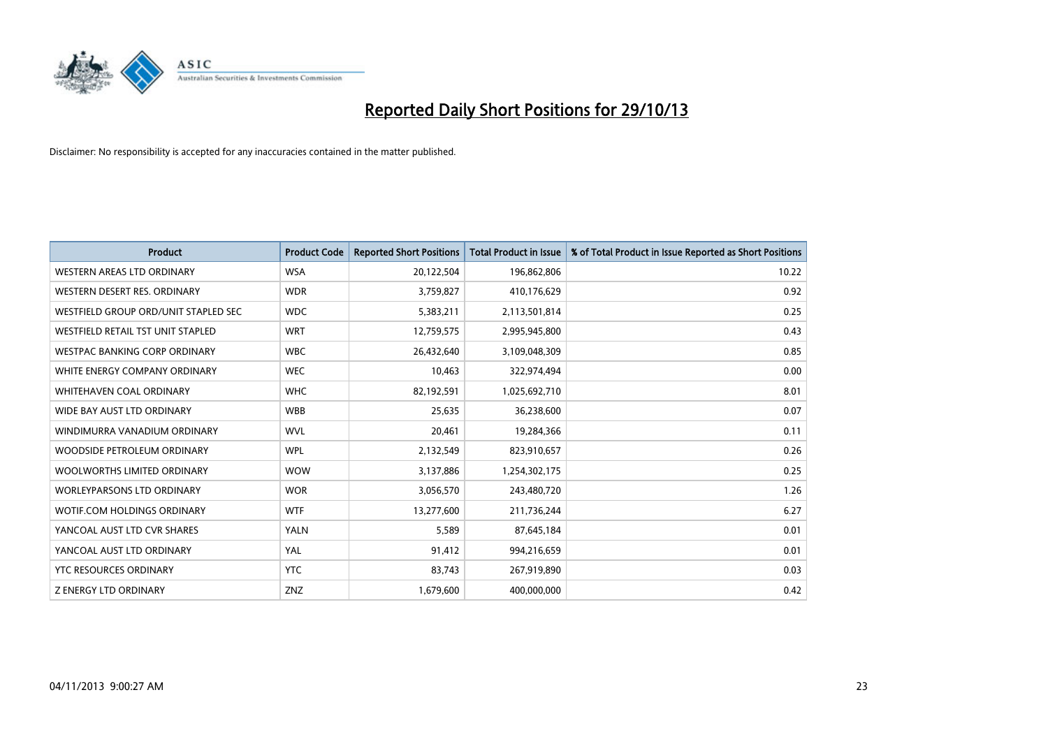# Reported Daily Short Positions for 29/10/13

Disclaimer: No responsibility is accepted for any inaccuracies contained in the matter published.

| Product | Product Code | Reported Short Positions | Total Product in Issue | % of Total Product in Issue Reported as Short Positions |
|---|---|---|---|---|
| WESTERN AREAS LTD ORDINARY | WSA | 20,122,504 | 196,862,806 | 10.22 |
| WESTERN DESERT RES. ORDINARY | WDR | 3,759,827 | 410,176,629 | 0.92 |
| WESTFIELD GROUP ORD/UNIT STAPLED SEC | WDC | 5,383,211 | 2,113,501,814 | 0.25 |
| WESTFIELD RETAIL TST UNIT STAPLED | WRT | 12,759,575 | 2,995,945,800 | 0.43 |
| WESTPAC BANKING CORP ORDINARY | WBC | 26,432,640 | 3,109,048,309 | 0.85 |
| WHITE ENERGY COMPANY ORDINARY | WEC | 10,463 | 322,974,494 | 0.00 |
| WHITEHAVEN COAL ORDINARY | WHC | 82,192,591 | 1,025,692,710 | 8.01 |
| WIDE BAY AUST LTD ORDINARY | WBB | 25,635 | 36,238,600 | 0.07 |
| WINDIMURRA VANADIUM ORDINARY | WVL | 20,461 | 19,284,366 | 0.11 |
| WOODSIDE PETROLEUM ORDINARY | WPL | 2,132,549 | 823,910,657 | 0.26 |
| WOOLWORTHS LIMITED ORDINARY | WOW | 3,137,886 | 1,254,302,175 | 0.25 |
| WORLEYPARSONS LTD ORDINARY | WOR | 3,056,570 | 243,480,720 | 1.26 |
| WOTIF.COM HOLDINGS ORDINARY | WTF | 13,277,600 | 211,736,244 | 6.27 |
| YANCOAL AUST LTD CVR SHARES | YALN | 5,589 | 87,645,184 | 0.01 |
| YANCOAL AUST LTD ORDINARY | YAL | 91,412 | 994,216,659 | 0.01 |
| YTC RESOURCES ORDINARY | YTC | 83,743 | 267,919,890 | 0.03 |
| Z ENERGY LTD ORDINARY | ZNZ | 1,679,600 | 400,000,000 | 0.42 |

04/11/2013 9:00:27 AM